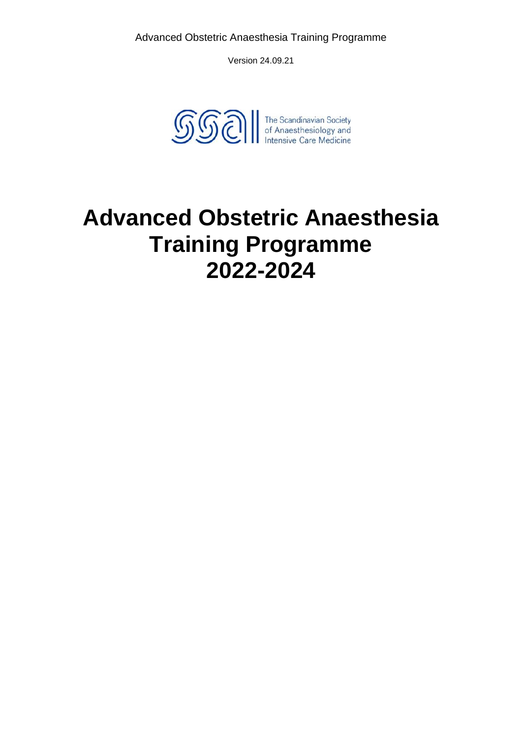Version 24.09.21

The Scandinavian Society of Anaesthesiology and Intensive Care Medicine

# Advanced Obstetric Anaesthesia Training Programme 2022-2024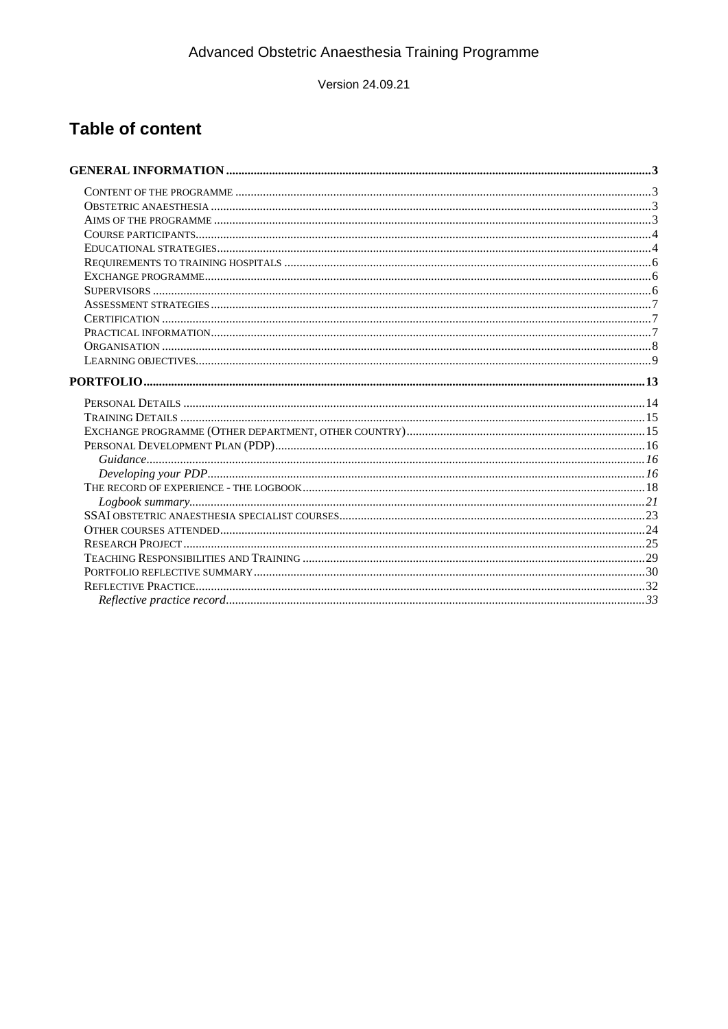# Advanced Obstetric Anaesthesia Training Programme

Version 24.09.21

## Table of content

**GENERAL INFORMATION** .......... 3

- Content of the programme .......... 3
- Obstetric anaesthesia .......... 3
- Aims of the programme .......... 3
- Course participants .......... 4
- Educational strategies .......... 4
- Requirements to training hospitals .......... 6
- Exchange programme .......... 6
- Supervisors .......... 6
- Assessment strategies .......... 7
- Certification .......... 7
- Practical information .......... 7
- Organisation .......... 8
- Learning objectives .......... 9

**PORTFOLIO** .......... 13

- Personal Details .......... 14
- Training Details .......... 15
- Exchange programme (Other department, other country) .......... 15
- Personal Development Plan (PDP) .......... 16
  - *Guidance* .......... 16
  - *Developing your PDP* .......... 16
- The record of experience - the logbook .......... 18
  - *Logbook summary* .......... 21
- SSAI obstetric anaesthesia specialist courses .......... 23
- Other courses attended .......... 24
- Research Project .......... 25
- Teaching Responsibilities and Training .......... 29
- Portfolio reflective summary .......... 30
- Reflective Practice .......... 32
  - *Reflective practice record* .......... 33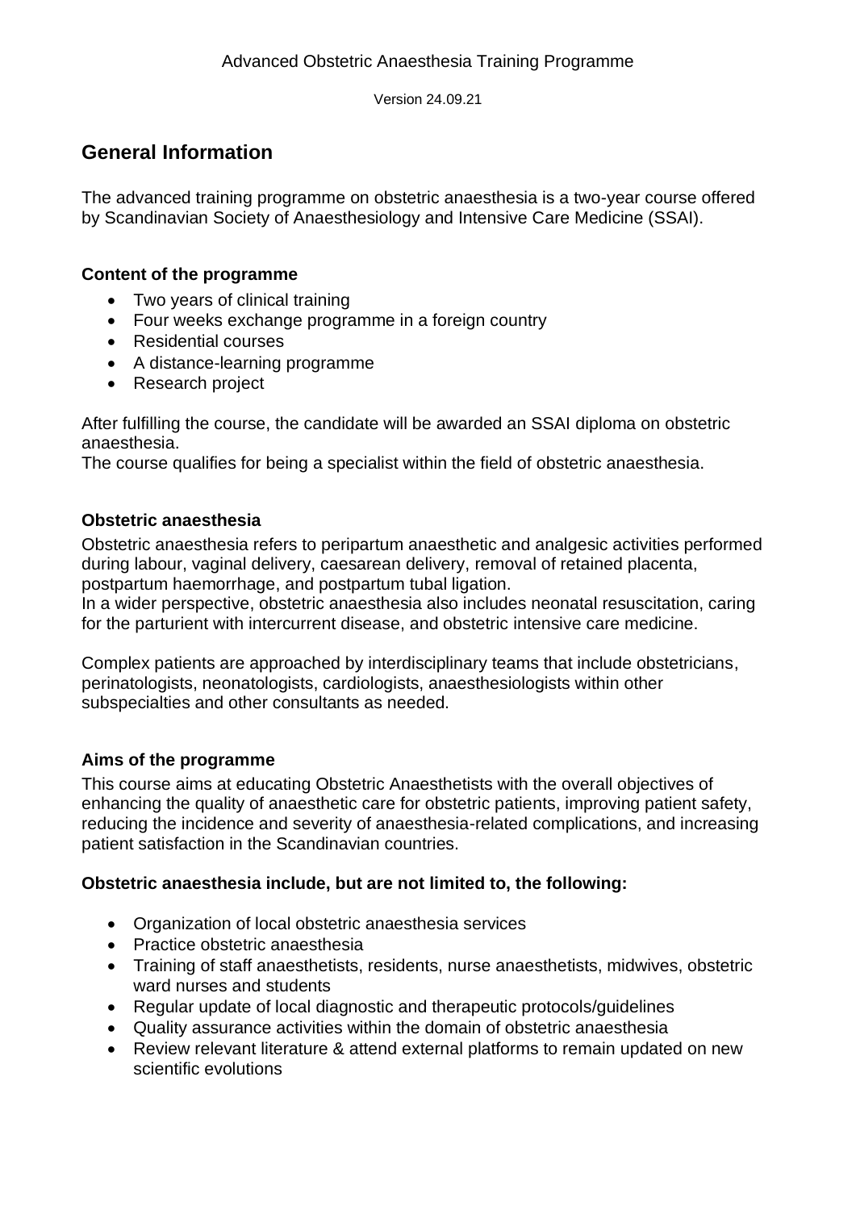## General Information

The advanced training programme on obstetric anaesthesia is a two-year course offered by Scandinavian Society of Anaesthesiology and Intensive Care Medicine (SSAI).

### Content of the programme

- Two years of clinical training
- Four weeks exchange programme in a foreign country
- Residential courses
- A distance-learning programme
- Research project

After fulfilling the course, the candidate will be awarded an SSAI diploma on obstetric anaesthesia.
The course qualifies for being a specialist within the field of obstetric anaesthesia.

### Obstetric anaesthesia

Obstetric anaesthesia refers to peripartum anaesthetic and analgesic activities performed during labour, vaginal delivery, caesarean delivery, removal of retained placenta, postpartum haemorrhage, and postpartum tubal ligation.
In a wider perspective, obstetric anaesthesia also includes neonatal resuscitation, caring for the parturient with intercurrent disease, and obstetric intensive care medicine.

Complex patients are approached by interdisciplinary teams that include obstetricians, perinatologists, neonatologists, cardiologists, anaesthesiologists within other subspecialties and other consultants as needed.

### Aims of the programme

This course aims at educating Obstetric Anaesthetists with the overall objectives of enhancing the quality of anaesthetic care for obstetric patients, improving patient safety, reducing the incidence and severity of anaesthesia-related complications, and increasing patient satisfaction in the Scandinavian countries.

### Obstetric anaesthesia include, but are not limited to, the following:

- Organization of local obstetric anaesthesia services
- Practice obstetric anaesthesia
- Training of staff anaesthetists, residents, nurse anaesthetists, midwives, obstetric ward nurses and students
- Regular update of local diagnostic and therapeutic protocols/guidelines
- Quality assurance activities within the domain of obstetric anaesthesia
- Review relevant literature & attend external platforms to remain updated on new scientific evolutions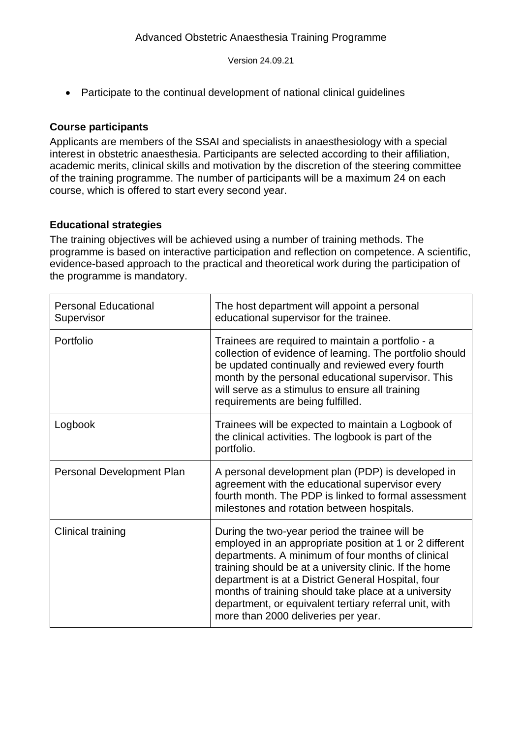- Participate to the continual development of national clinical guidelines

### Course participants

Applicants are members of the SSAI and specialists in anaesthesiology with a special interest in obstetric anaesthesia. Participants are selected according to their affiliation, academic merits, clinical skills and motivation by the discretion of the steering committee of the training programme. The number of participants will be a maximum 24 on each course, which is offered to start every second year.

### Educational strategies

The training objectives will be achieved using a number of training methods. The programme is based on interactive participation and reflection on competence. A scientific, evidence-based approach to the practical and theoretical work during the participation of the programme is mandatory.

| | |
|---|---|
| Personal Educational Supervisor | The host department will appoint a personal educational supervisor for the trainee. |
| Portfolio | Trainees are required to maintain a portfolio - a collection of evidence of learning. The portfolio should be updated continually and reviewed every fourth month by the personal educational supervisor. This will serve as a stimulus to ensure all training requirements are being fulfilled. |
| Logbook | Trainees will be expected to maintain a Logbook of the clinical activities. The logbook is part of the portfolio. |
| Personal Development Plan | A personal development plan (PDP) is developed in agreement with the educational supervisor every fourth month. The PDP is linked to formal assessment milestones and rotation between hospitals. |
| Clinical training | During the two-year period the trainee will be employed in an appropriate position at 1 or 2 different departments. A minimum of four months of clinical training should be at a university clinic. If the home department is at a District General Hospital, four months of training should take place at a university department, or equivalent tertiary referral unit, with more than 2000 deliveries per year. |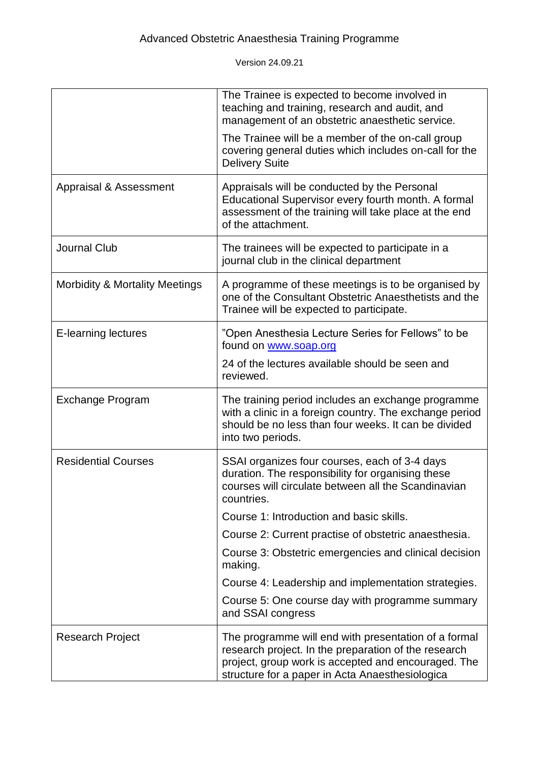| | |
|---|---|
| | The Trainee is expected to become involved in teaching and training, research and audit, and management of an obstetric anaesthetic service.<br><br>The Trainee will be a member of the on-call group covering general duties which includes on-call for the Delivery Suite |
| Appraisal & Assessment | Appraisals will be conducted by the Personal Educational Supervisor every fourth month. A formal assessment of the training will take place at the end of the attachment. |
| Journal Club | The trainees will be expected to participate in a journal club in the clinical department |
| Morbidity & Mortality Meetings | A programme of these meetings is to be organised by one of the Consultant Obstetric Anaesthetists and the Trainee will be expected to participate. |
| E-learning lectures | "Open Anesthesia Lecture Series for Fellows" to be found on [www.soap.org](http://www.soap.org)<br><br>24 of the lectures available should be seen and reviewed. |
| Exchange Program | The training period includes an exchange programme with a clinic in a foreign country. The exchange period should be no less than four weeks. It can be divided into two periods. |
| Residential Courses | SSAI organizes four courses, each of 3-4 days duration. The responsibility for organising these courses will circulate between all the Scandinavian countries.<br><br>Course 1: Introduction and basic skills.<br><br>Course 2: Current practise of obstetric anaesthesia.<br><br>Course 3: Obstetric emergencies and clinical decision making.<br><br>Course 4: Leadership and implementation strategies.<br><br>Course 5: One course day with programme summary and SSAI congress |
| Research Project | The programme will end with presentation of a formal research project. In the preparation of the research project, group work is accepted and encouraged. The structure for a paper in Acta Anaesthesiologica |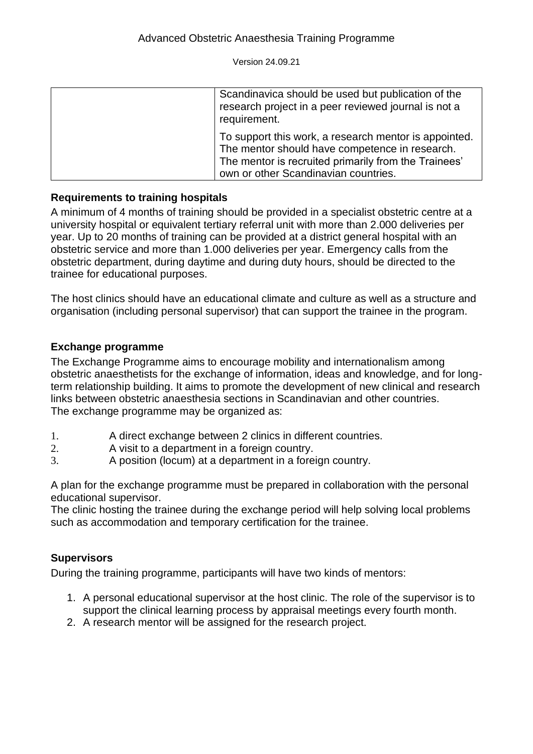| | |
|---|---|
| | Scandinavica should be used but publication of the research project in a peer reviewed journal is not a requirement.<br><br>To support this work, a research mentor is appointed. The mentor should have competence in research. The mentor is recruited primarily from the Trainees' own or other Scandinavian countries. |

## Requirements to training hospitals

A minimum of 4 months of training should be provided in a specialist obstetric centre at a university hospital or equivalent tertiary referral unit with more than 2.000 deliveries per year. Up to 20 months of training can be provided at a district general hospital with an obstetric service and more than 1.000 deliveries per year. Emergency calls from the obstetric department, during daytime and during duty hours, should be directed to the trainee for educational purposes.

The host clinics should have an educational climate and culture as well as a structure and organisation (including personal supervisor) that can support the trainee in the program.

## Exchange programme

The Exchange Programme aims to encourage mobility and internationalism among obstetric anaesthetists for the exchange of information, ideas and knowledge, and for long-term relationship building. It aims to promote the development of new clinical and research links between obstetric anaesthesia sections in Scandinavian and other countries.
The exchange programme may be organized as:

1. A direct exchange between 2 clinics in different countries.
2. A visit to a department in a foreign country.
3. A position (locum) at a department in a foreign country.

A plan for the exchange programme must be prepared in collaboration with the personal educational supervisor.
The clinic hosting the trainee during the exchange period will help solving local problems such as accommodation and temporary certification for the trainee.

## Supervisors

During the training programme, participants will have two kinds of mentors:

1. A personal educational supervisor at the host clinic. The role of the supervisor is to support the clinical learning process by appraisal meetings every fourth month.
2. A research mentor will be assigned for the research project.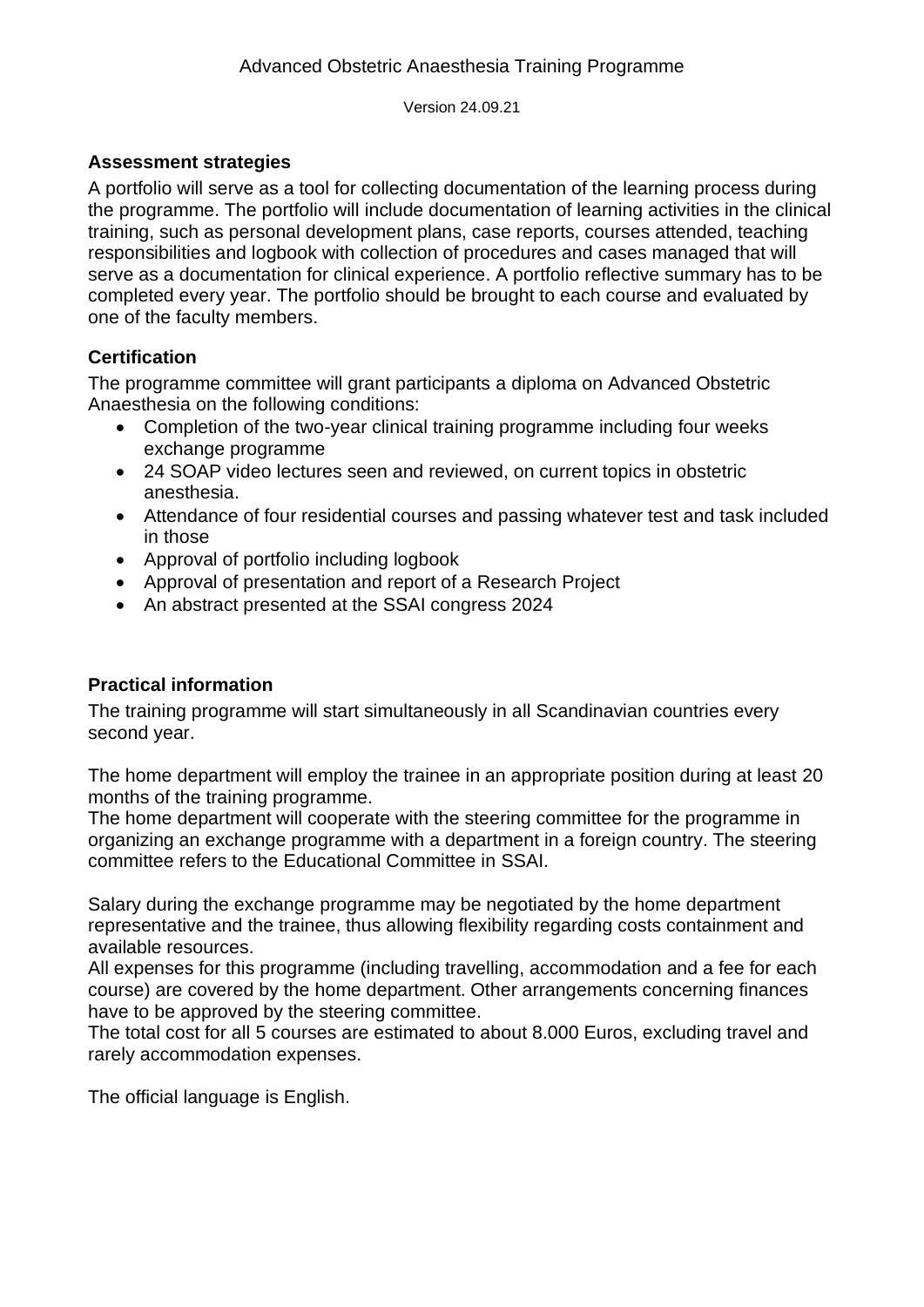### Assessment strategies

A portfolio will serve as a tool for collecting documentation of the learning process during the programme. The portfolio will include documentation of learning activities in the clinical training, such as personal development plans, case reports, courses attended, teaching responsibilities and logbook with collection of procedures and cases managed that will serve as a documentation for clinical experience. A portfolio reflective summary has to be completed every year. The portfolio should be brought to each course and evaluated by one of the faculty members.

### Certification

The programme committee will grant participants a diploma on Advanced Obstetric Anaesthesia on the following conditions:

- Completion of the two-year clinical training programme including four weeks exchange programme
- 24 SOAP video lectures seen and reviewed, on current topics in obstetric anesthesia.
- Attendance of four residential courses and passing whatever test and task included in those
- Approval of portfolio including logbook
- Approval of presentation and report of a Research Project
- An abstract presented at the SSAI congress 2024

### Practical information

The training programme will start simultaneously in all Scandinavian countries every second year.

The home department will employ the trainee in an appropriate position during at least 20 months of the training programme.
The home department will cooperate with the steering committee for the programme in organizing an exchange programme with a department in a foreign country. The steering committee refers to the Educational Committee in SSAI.

Salary during the exchange programme may be negotiated by the home department representative and the trainee, thus allowing flexibility regarding costs containment and available resources.
All expenses for this programme (including travelling, accommodation and a fee for each course) are covered by the home department. Other arrangements concerning finances have to be approved by the steering committee.
The total cost for all 5 courses are estimated to about 8.000 Euros, excluding travel and rarely accommodation expenses.

The official language is English.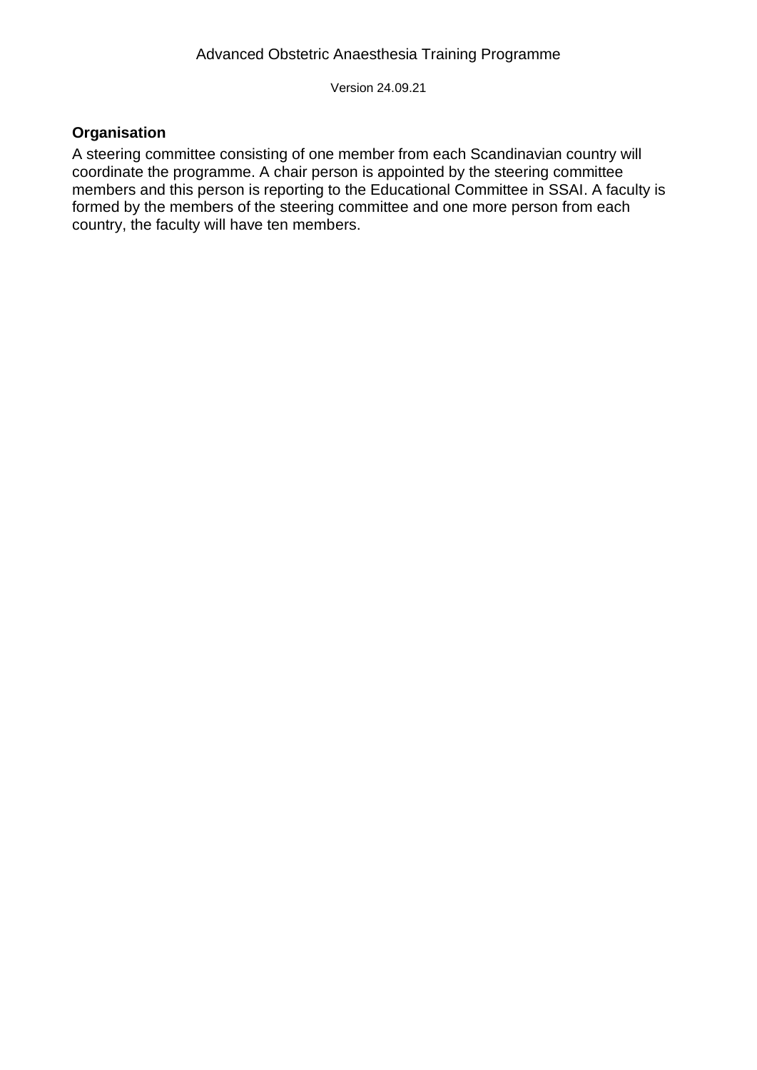## Organisation

A steering committee consisting of one member from each Scandinavian country will coordinate the programme. A chair person is appointed by the steering committee members and this person is reporting to the Educational Committee in SSAI. A faculty is formed by the members of the steering committee and one more person from each country, the faculty will have ten members.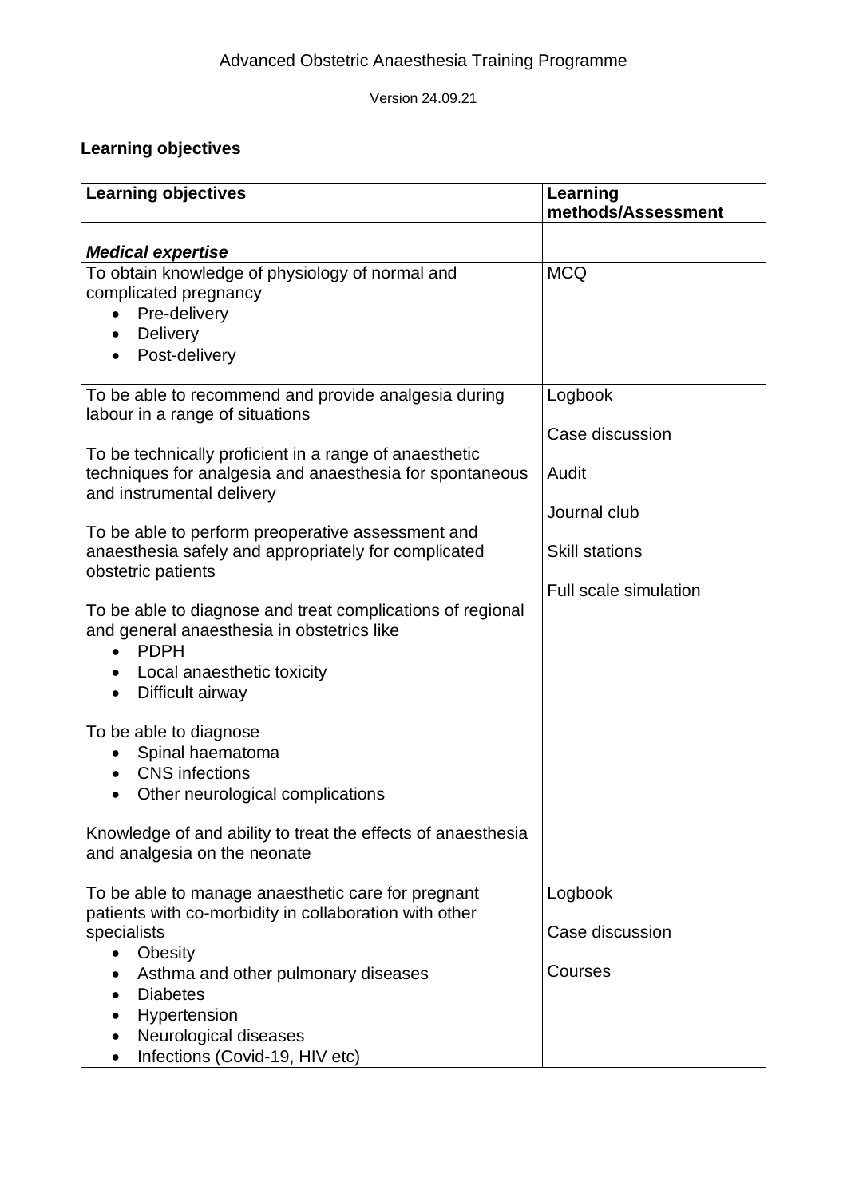Advanced Obstetric Anaesthesia Training Programme

Version 24.09.21

**Learning objectives**

| **Learning objectives** | **Learning methods/Assessment** |
|---|---|
| ***Medical expertise*** | |
| To obtain knowledge of physiology of normal and complicated pregnancy<br>• Pre-delivery<br>• Delivery<br>• Post-delivery | MCQ |
| To be able to recommend and provide analgesia during labour in a range of situations<br><br>To be technically proficient in a range of anaesthetic techniques for analgesia and anaesthesia for spontaneous and instrumental delivery<br><br>To be able to perform preoperative assessment and anaesthesia safely and appropriately for complicated obstetric patients<br><br>To be able to diagnose and treat complications of regional and general anaesthesia in obstetrics like<br>• PDPH<br>• Local anaesthetic toxicity<br>• Difficult airway<br><br>To be able to diagnose<br>• Spinal haematoma<br>• CNS infections<br>• Other neurological complications<br><br>Knowledge of and ability to treat the effects of anaesthesia and analgesia on the neonate | Logbook<br><br>Case discussion<br><br>Audit<br><br>Journal club<br><br>Skill stations<br><br>Full scale simulation |
| To be able to manage anaesthetic care for pregnant patients with co-morbidity in collaboration with other specialists<br>• Obesity<br>• Asthma and other pulmonary diseases<br>• Diabetes<br>• Hypertension<br>• Neurological diseases<br>• Infections (Covid-19, HIV etc) | Logbook<br><br>Case discussion<br><br>Courses |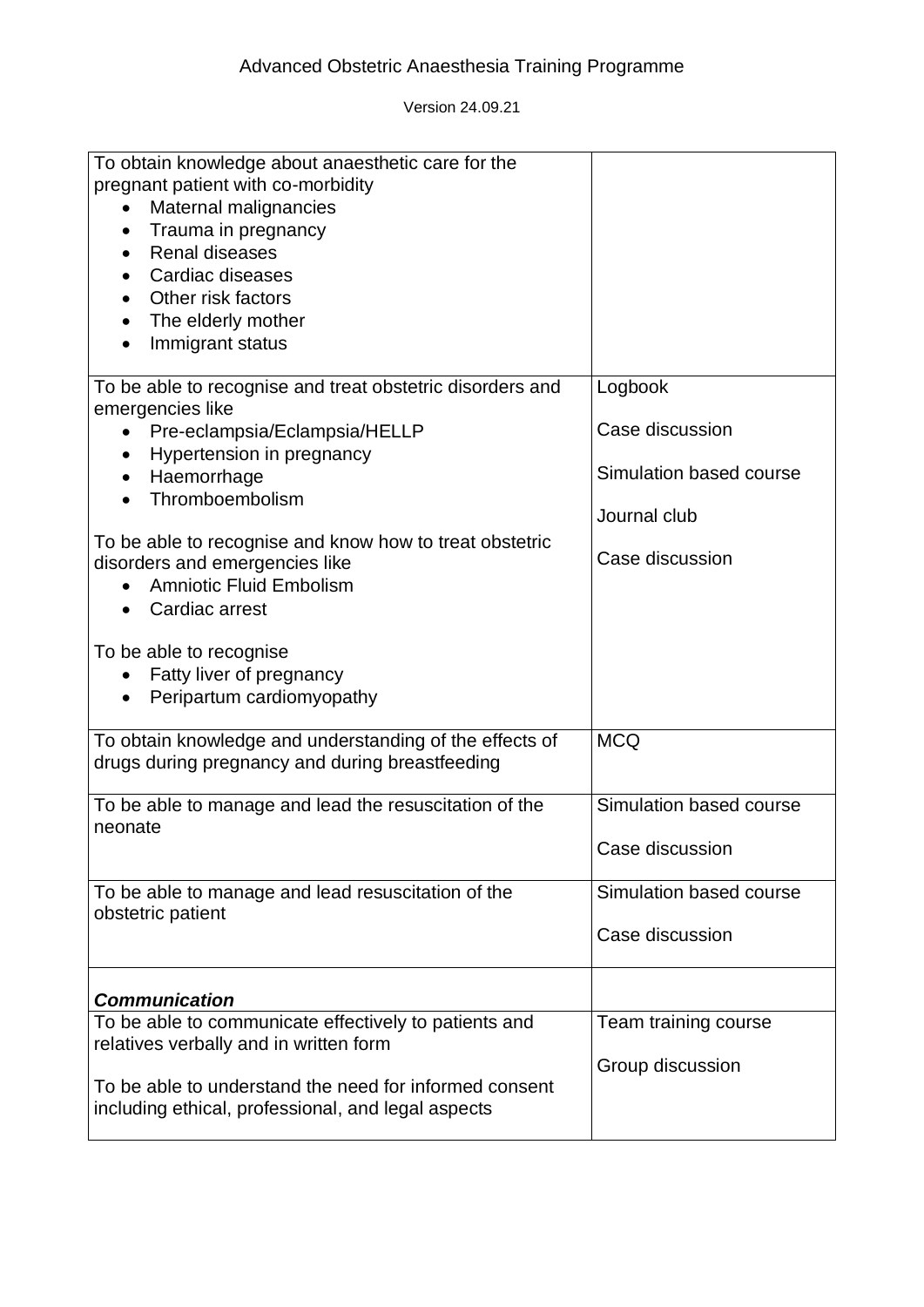| | |
|---|---|
| To obtain knowledge about anaesthetic care for the pregnant patient with co-morbidity<br>• Maternal malignancies<br>• Trauma in pregnancy<br>• Renal diseases<br>• Cardiac diseases<br>• Other risk factors<br>• The elderly mother<br>• Immigrant status | |
| To be able to recognise and treat obstetric disorders and emergencies like<br>• Pre-eclampsia/Eclampsia/HELLP<br>• Hypertension in pregnancy<br>• Haemorrhage<br>• Thromboembolism<br><br>To be able to recognise and know how to treat obstetric disorders and emergencies like<br>• Amniotic Fluid Embolism<br>• Cardiac arrest<br><br>To be able to recognise<br>• Fatty liver of pregnancy<br>• Peripartum cardiomyopathy | Logbook<br><br>Case discussion<br><br>Simulation based course<br><br>Journal club<br><br>Case discussion |
| To obtain knowledge and understanding of the effects of drugs during pregnancy and during breastfeeding | MCQ |
| To be able to manage and lead the resuscitation of the neonate | Simulation based course<br><br>Case discussion |
| To be able to manage and lead resuscitation of the obstetric patient | Simulation based course<br><br>Case discussion |
| ***Communication*** | |
| To be able to communicate effectively to patients and relatives verbally and in written form<br><br>To be able to understand the need for informed consent including ethical, professional, and legal aspects | Team training course<br><br>Group discussion |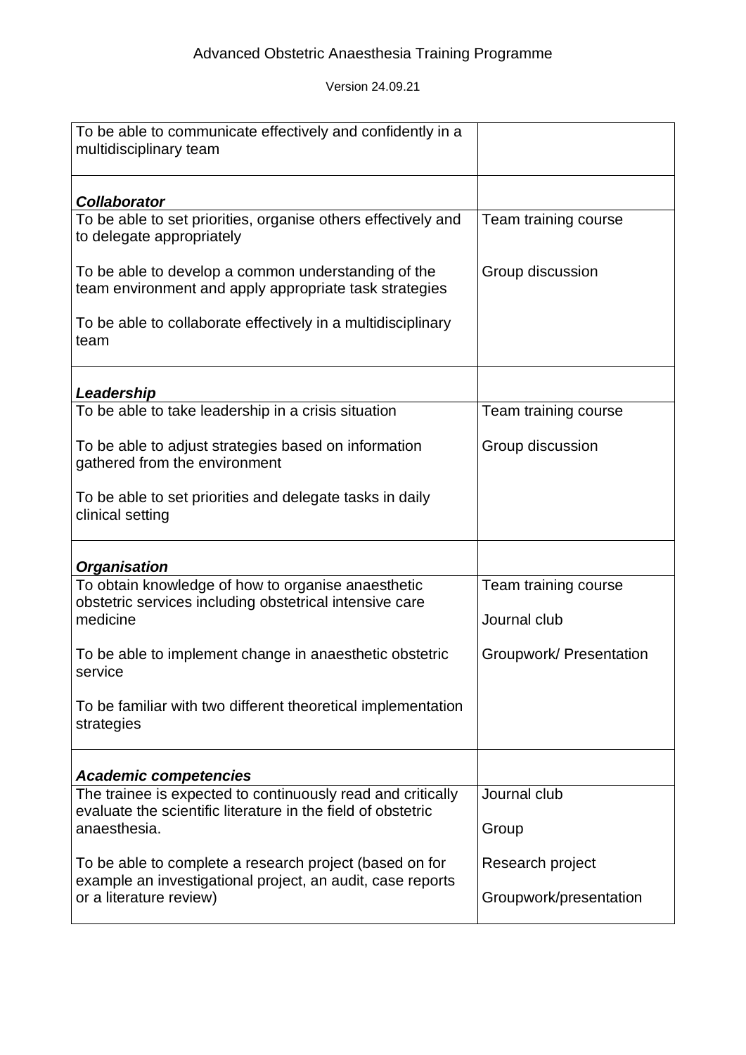| | |
|---|---|
| To be able to communicate effectively and confidently in a multidisciplinary team | |
| ***Collaborator*** | |
| To be able to set priorities, organise others effectively and to delegate appropriately<br><br>To be able to develop a common understanding of the team environment and apply appropriate task strategies<br><br>To be able to collaborate effectively in a multidisciplinary team | Team training course<br><br>Group discussion |
| ***Leadership*** | |
| To be able to take leadership in a crisis situation<br><br>To be able to adjust strategies based on information gathered from the environment<br><br>To be able to set priorities and delegate tasks in daily clinical setting | Team training course<br><br>Group discussion |
| ***Organisation*** | |
| To obtain knowledge of how to organise anaesthetic obstetric services including obstetrical intensive care medicine<br><br>To be able to implement change in anaesthetic obstetric service<br><br>To be familiar with two different theoretical implementation strategies | Team training course<br><br>Journal club<br><br>Groupwork/ Presentation |
| ***Academic competencies*** | |
| The trainee is expected to continuously read and critically evaluate the scientific literature in the field of obstetric anaesthesia.<br><br>To be able to complete a research project (based on for example an investigational project, an audit, case reports or a literature review) | Journal club<br><br>Group<br><br>Research project<br><br>Groupwork/presentation |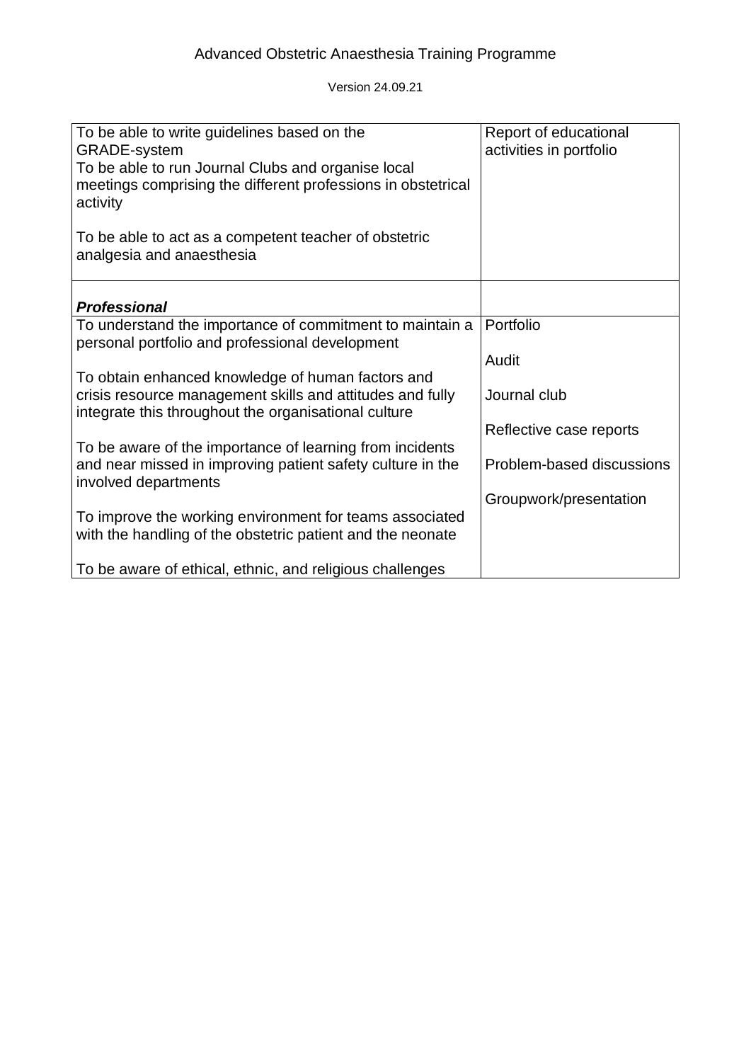| | |
|---|---|
| To be able to write guidelines based on the GRADE-system<br>To be able to run Journal Clubs and organise local meetings comprising the different professions in obstetrical activity<br><br>To be able to act as a competent teacher of obstetric analgesia and anaesthesia | Report of educational activities in portfolio |
| ***Professional*** | |
| To understand the importance of commitment to maintain a personal portfolio and professional development<br><br>To obtain enhanced knowledge of human factors and crisis resource management skills and attitudes and fully integrate this throughout the organisational culture<br><br>To be aware of the importance of learning from incidents and near missed in improving patient safety culture in the involved departments<br><br>To improve the working environment for teams associated with the handling of the obstetric patient and the neonate<br><br>To be aware of ethical, ethnic, and religious challenges | Portfolio<br><br>Audit<br><br>Journal club<br><br>Reflective case reports<br><br>Problem-based discussions<br><br>Groupwork/presentation |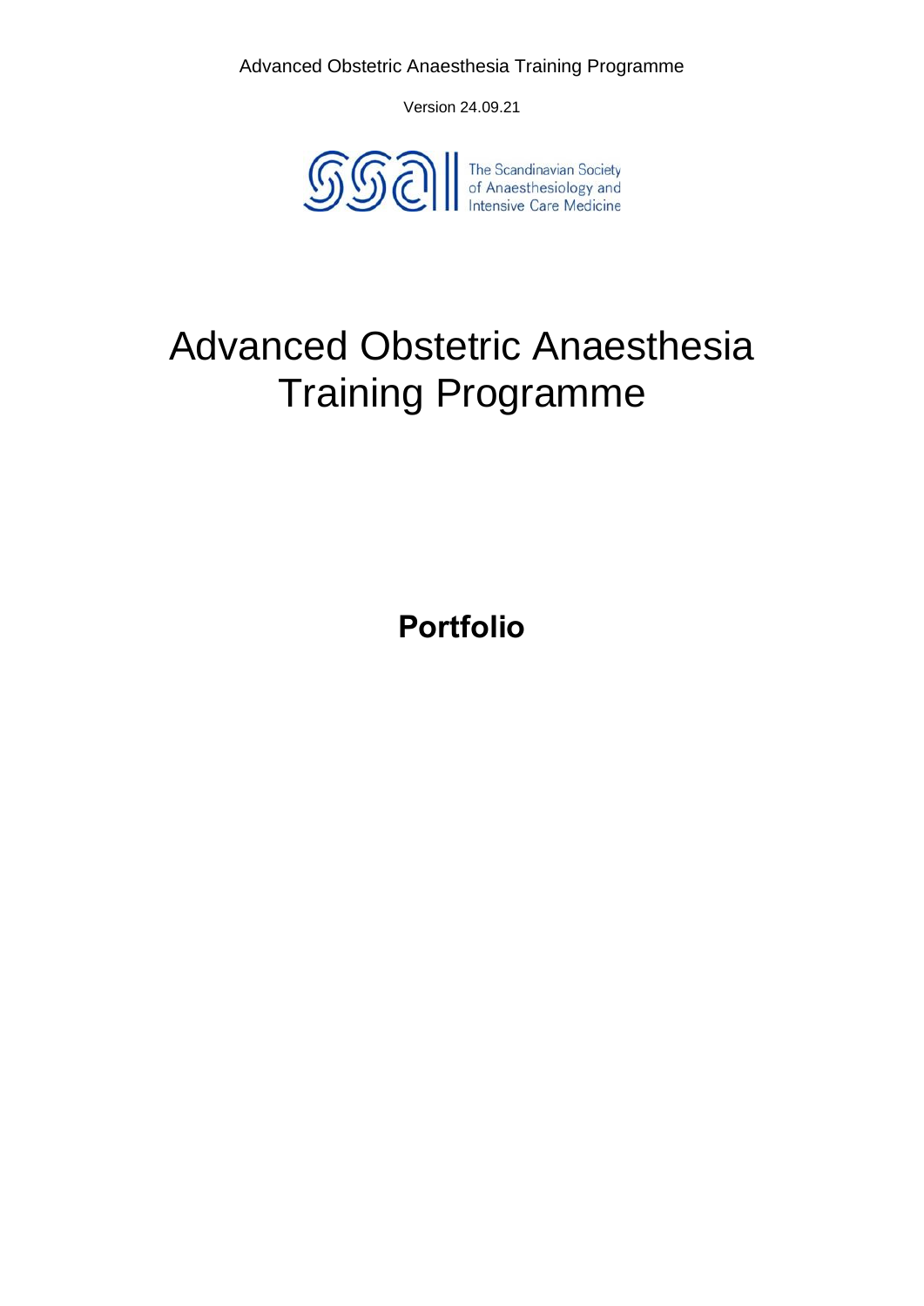Version 24.09.21

The Scandinavian Society of Anaesthesiology and Intensive Care Medicine

# Advanced Obstetric Anaesthesia Training Programme

**Portfolio**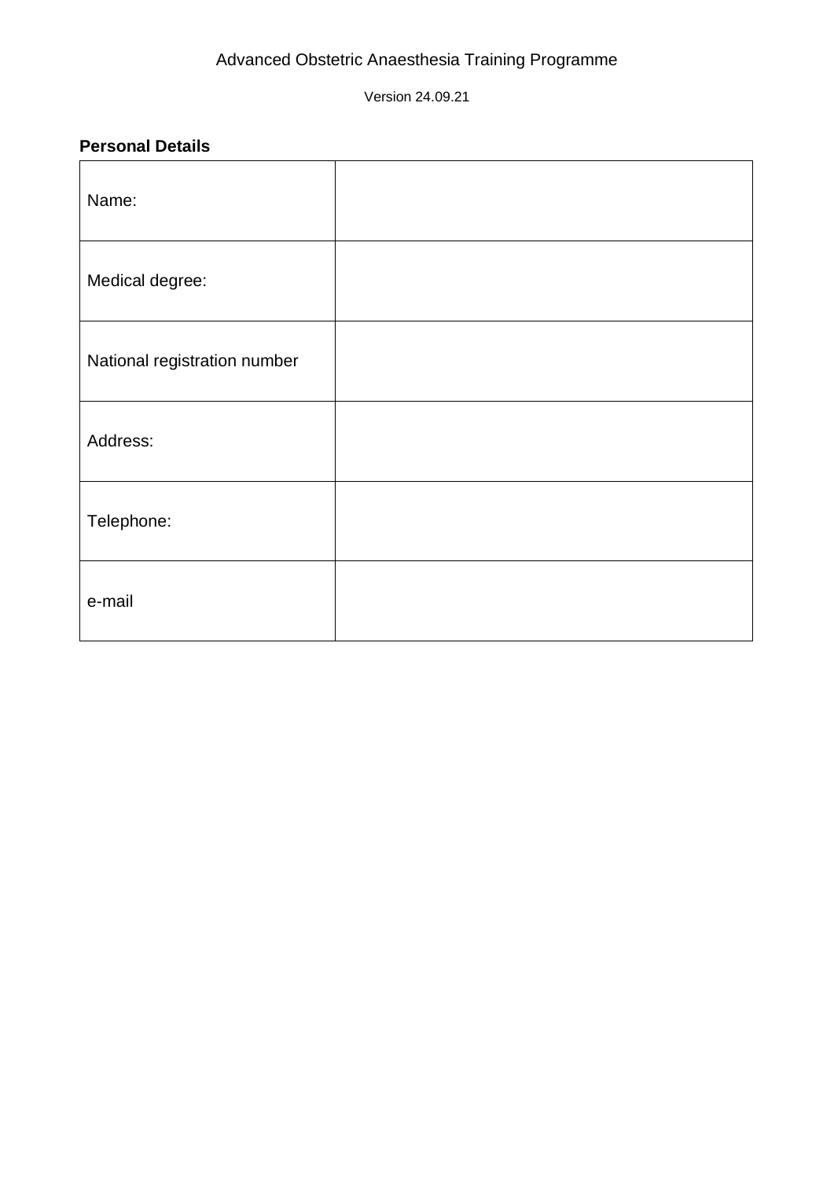Advanced Obstetric Anaesthesia Training Programme

Version 24.09.21

**Personal Details**

| | |
|---|---|
| Name: | |
| Medical degree: | |
| National registration number | |
| Address: | |
| Telephone: | |
| e-mail | |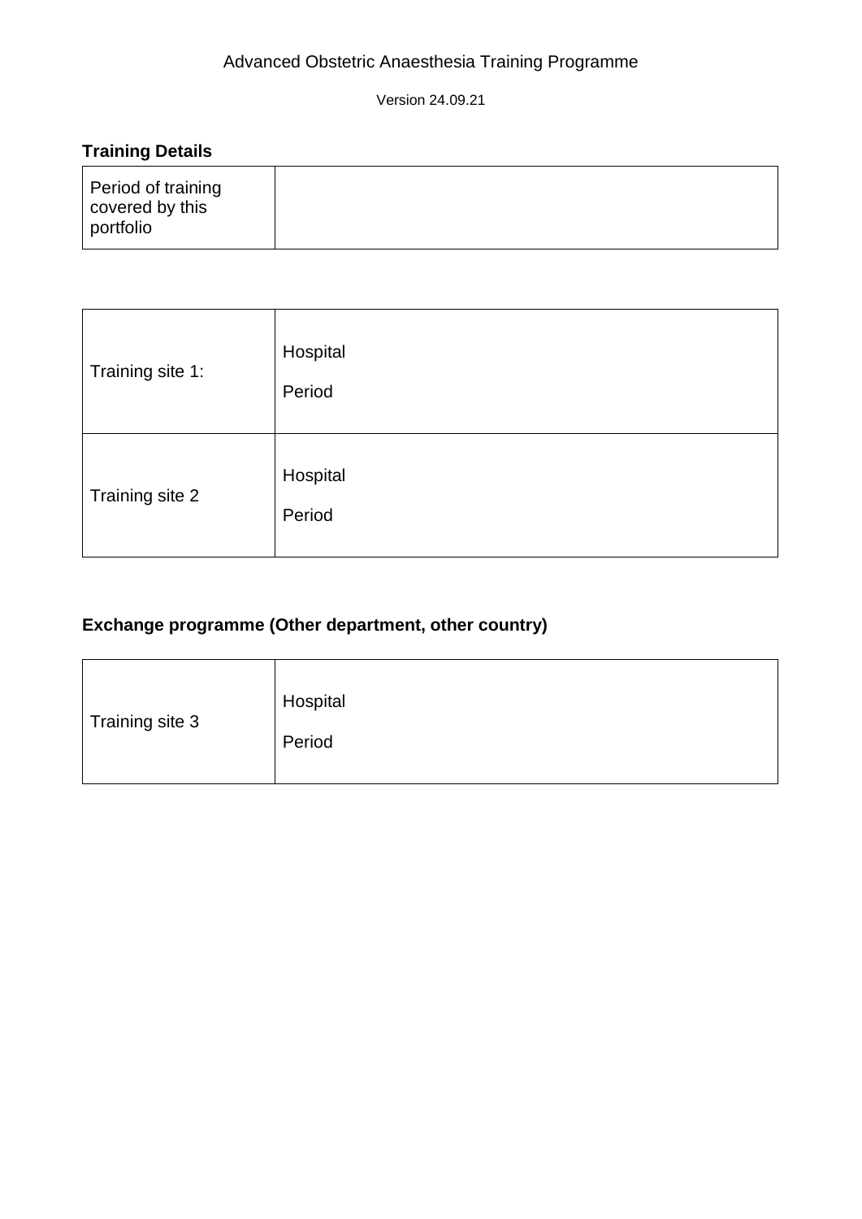Advanced Obstetric Anaesthesia Training Programme

Version 24.09.21

**Training Details**

| Period of training covered by this portfolio | |
|---|---|

| Training site 1: | Hospital<br><br>Period |
|---|---|
| Training site 2 | Hospital<br><br>Period |

**Exchange programme (Other department, other country)**

| Training site 3 | Hospital<br><br>Period |
|---|---|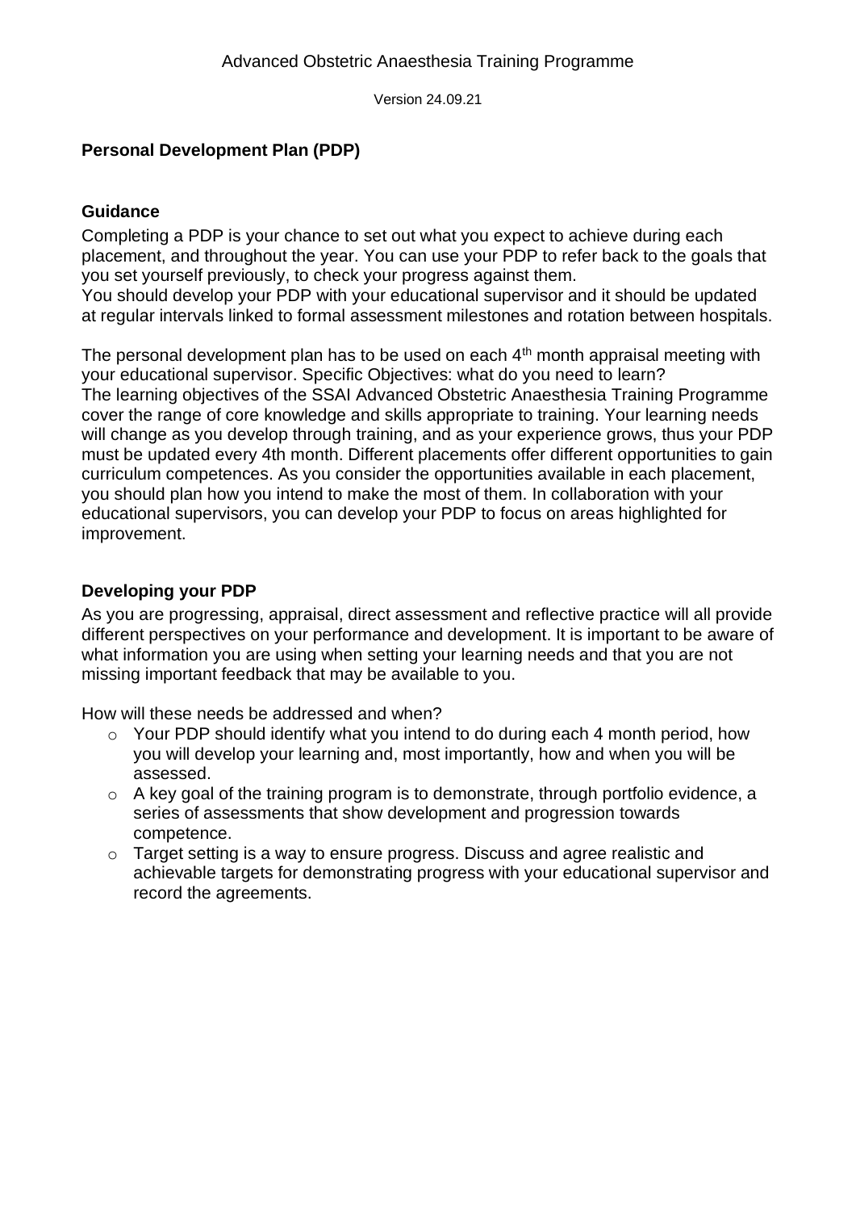## Personal Development Plan (PDP)

### Guidance

Completing a PDP is your chance to set out what you expect to achieve during each placement, and throughout the year. You can use your PDP to refer back to the goals that you set yourself previously, to check your progress against them.
You should develop your PDP with your educational supervisor and it should be updated at regular intervals linked to formal assessment milestones and rotation between hospitals.

The personal development plan has to be used on each 4th month appraisal meeting with your educational supervisor. Specific Objectives: what do you need to learn?
The learning objectives of the SSAI Advanced Obstetric Anaesthesia Training Programme cover the range of core knowledge and skills appropriate to training. Your learning needs will change as you develop through training, and as your experience grows, thus your PDP must be updated every 4th month. Different placements offer different opportunities to gain curriculum competences. As you consider the opportunities available in each placement, you should plan how you intend to make the most of them. In collaboration with your educational supervisors, you can develop your PDP to focus on areas highlighted for improvement.

### Developing your PDP

As you are progressing, appraisal, direct assessment and reflective practice will all provide different perspectives on your performance and development. It is important to be aware of what information you are using when setting your learning needs and that you are not missing important feedback that may be available to you.

How will these needs be addressed and when?

- Your PDP should identify what you intend to do during each 4 month period, how you will develop your learning and, most importantly, how and when you will be assessed.
- A key goal of the training program is to demonstrate, through portfolio evidence, a series of assessments that show development and progression towards competence.
- Target setting is a way to ensure progress. Discuss and agree realistic and achievable targets for demonstrating progress with your educational supervisor and record the agreements.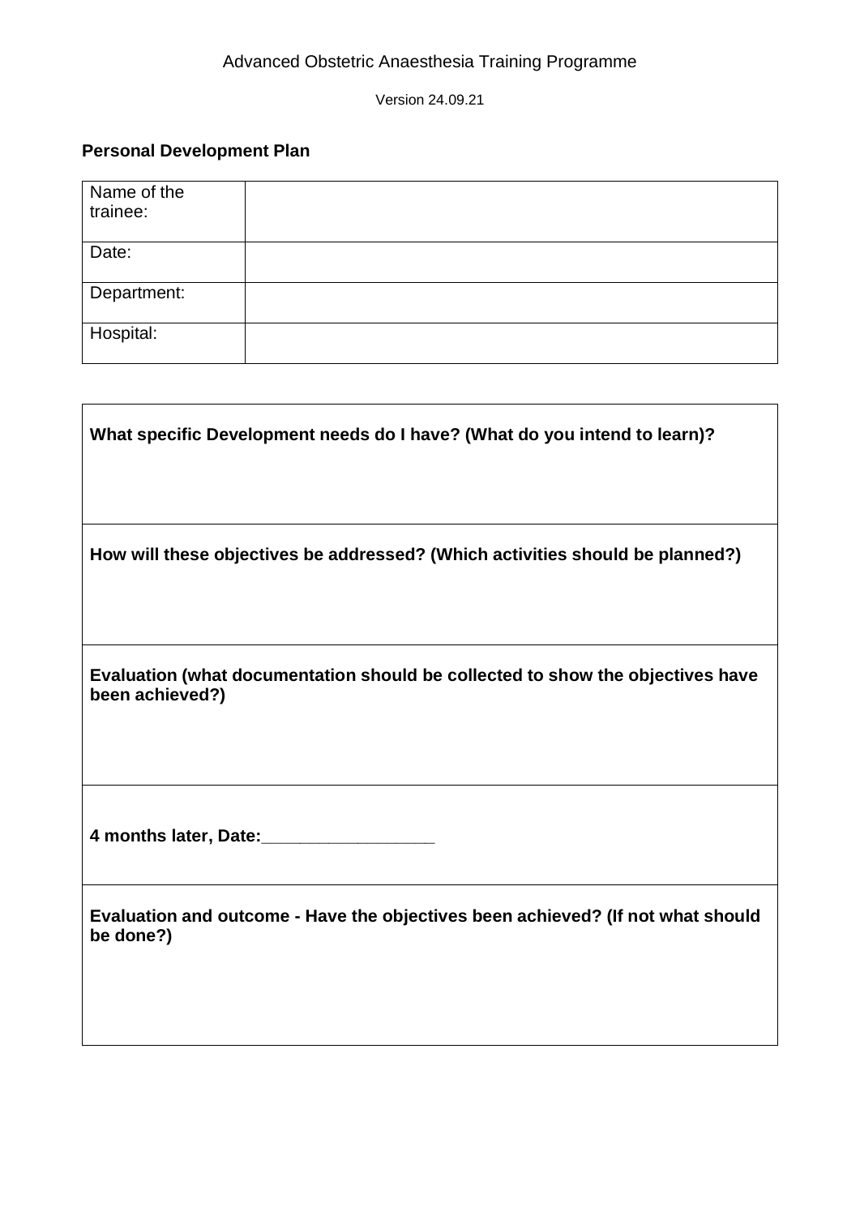Advanced Obstetric Anaesthesia Training Programme

Version 24.09.21

**Personal Development Plan**

| Name of the trainee: | |
|---|---|
| Date: | |
| Department: | |
| Hospital: | |

| **What specific Development needs do I have? (What do you intend to learn)?** |
|---|
| **How will these objectives be addressed? (Which activities should be planned?)** |
| **Evaluation (what documentation should be collected to show the objectives have been achieved?)** |
| **4 months later, Date:\_\_\_\_\_\_\_\_\_\_\_\_\_\_\_\_\_\_** |
| **Evaluation and outcome - Have the objectives been achieved? (If not what should be done?)** |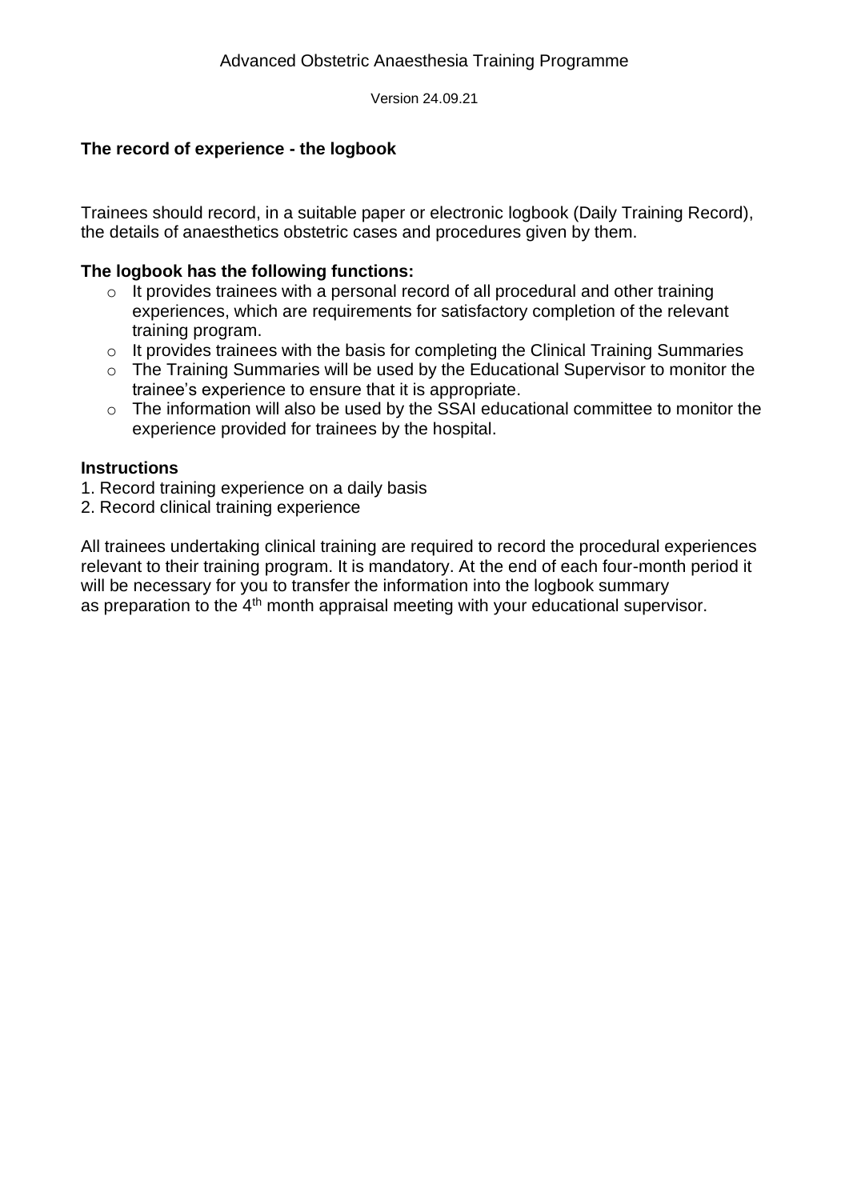## The record of experience - the logbook

Trainees should record, in a suitable paper or electronic logbook (Daily Training Record), the details of anaesthetics obstetric cases and procedures given by them.

**The logbook has the following functions:**

- It provides trainees with a personal record of all procedural and other training experiences, which are requirements for satisfactory completion of the relevant training program.
- It provides trainees with the basis for completing the Clinical Training Summaries
- The Training Summaries will be used by the Educational Supervisor to monitor the trainee's experience to ensure that it is appropriate.
- The information will also be used by the SSAI educational committee to monitor the experience provided for trainees by the hospital.

**Instructions**

1. Record training experience on a daily basis
2. Record clinical training experience

All trainees undertaking clinical training are required to record the procedural experiences relevant to their training program. It is mandatory. At the end of each four-month period it will be necessary for you to transfer the information into the logbook summary as preparation to the 4th month appraisal meeting with your educational supervisor.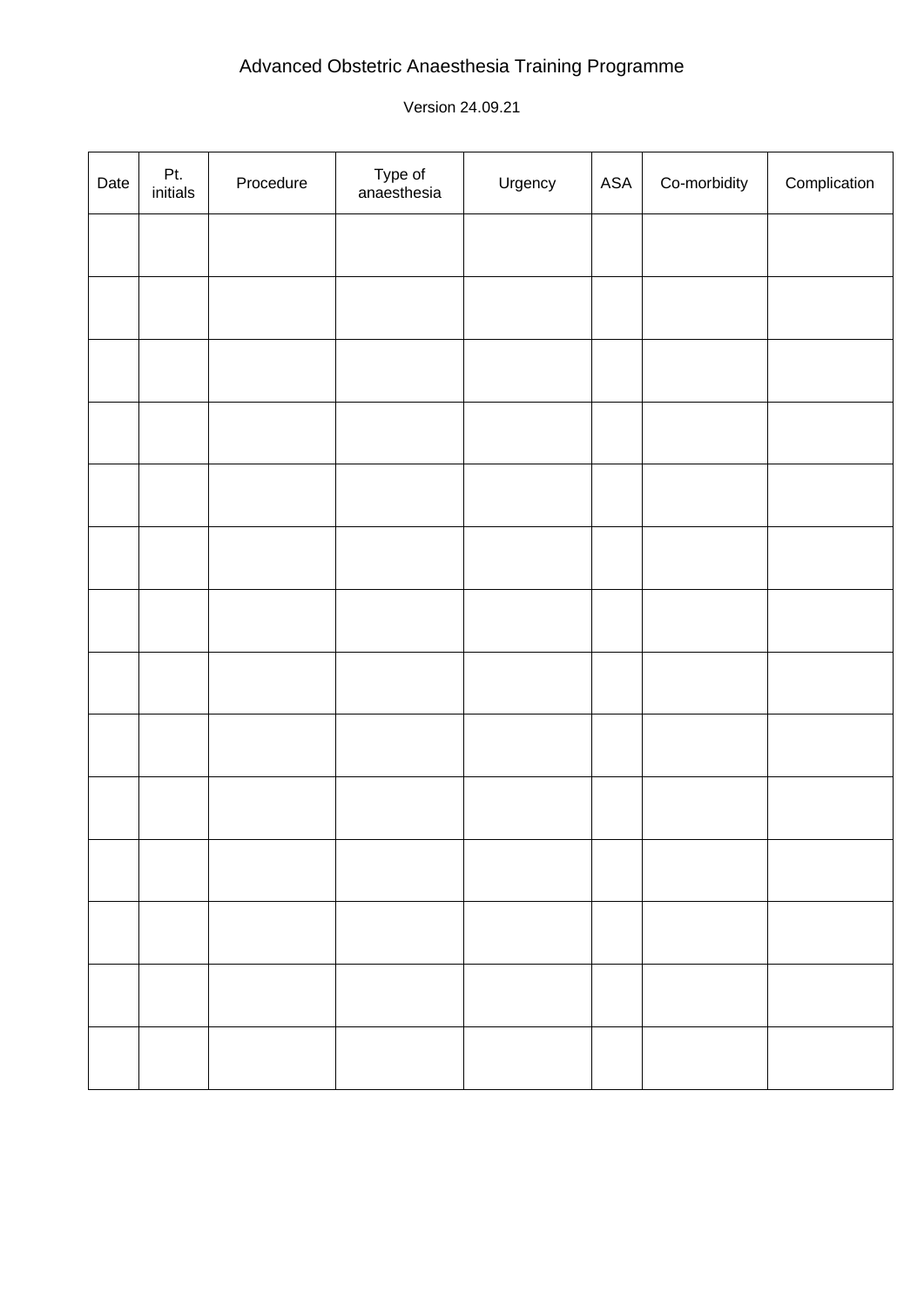# Advanced Obstetric Anaesthesia Training Programme

Version 24.09.21

| Date | Pt. initials | Procedure | Type of anaesthesia | Urgency | ASA | Co-morbidity | Complication |
|---|---|---|---|---|---|---|---|
| | | | | | | | |
| | | | | | | | |
| | | | | | | | |
| | | | | | | | |
| | | | | | | | |
| | | | | | | | |
| | | | | | | | |
| | | | | | | | |
| | | | | | | | |
| | | | | | | | |
| | | | | | | | |
| | | | | | | | |
| | | | | | | | |
| | | | | | | | |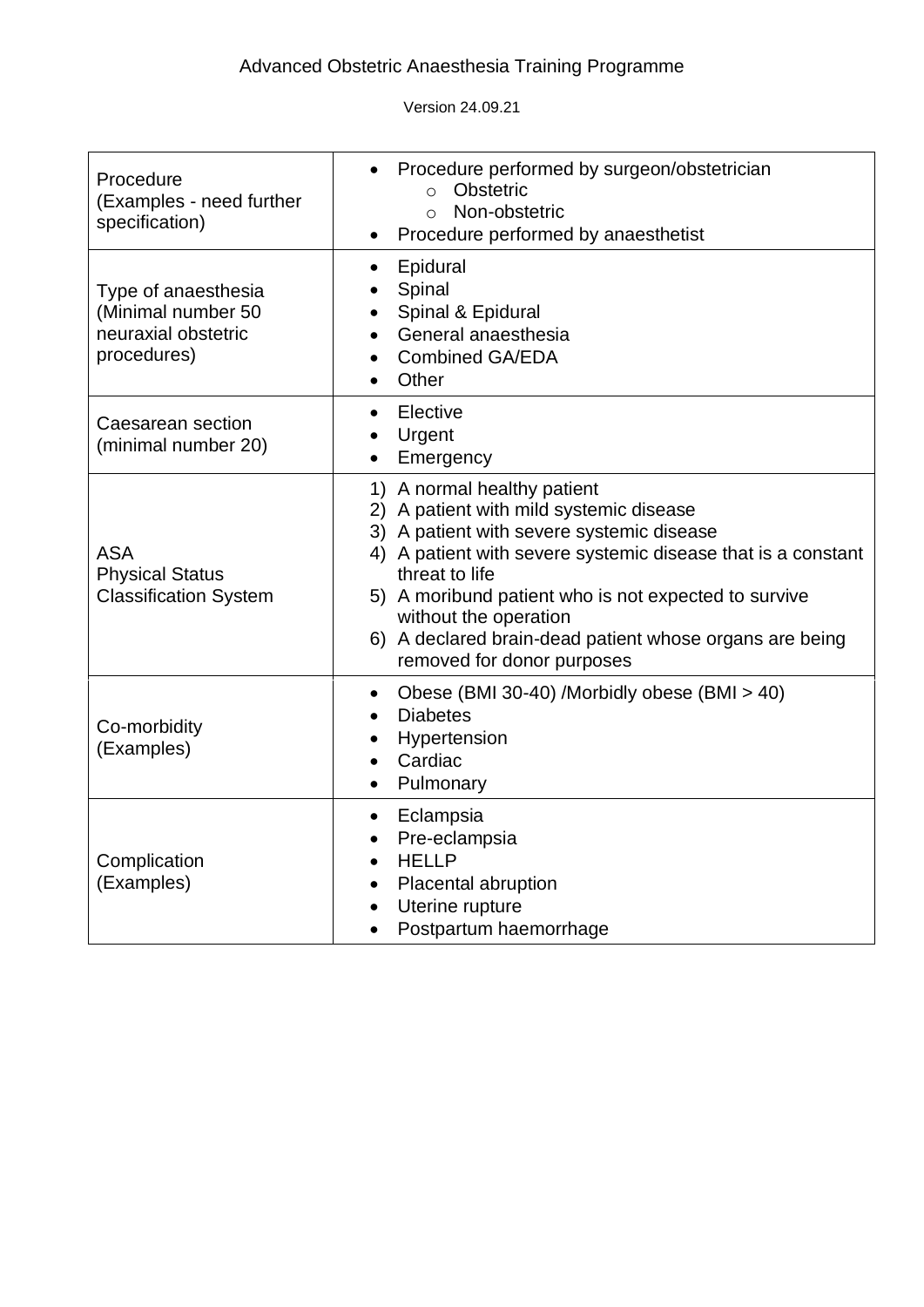Advanced Obstetric Anaesthesia Training Programme

Version 24.09.21

| | |
|---|---|
| Procedure (Examples - need further specification) | • Procedure performed by surgeon/obstetrician<br>  ○ Obstetric<br>  ○ Non-obstetric<br>• Procedure performed by anaesthetist |
| Type of anaesthesia (Minimal number 50 neuraxial obstetric procedures) | • Epidural<br>• Spinal<br>• Spinal & Epidural<br>• General anaesthesia<br>• Combined GA/EDA<br>• Other |
| Caesarean section (minimal number 20) | • Elective<br>• Urgent<br>• Emergency |
| ASA Physical Status Classification System | 1) A normal healthy patient<br>2) A patient with mild systemic disease<br>3) A patient with severe systemic disease<br>4) A patient with severe systemic disease that is a constant threat to life<br>5) A moribund patient who is not expected to survive without the operation<br>6) A declared brain-dead patient whose organs are being removed for donor purposes |
| Co-morbidity (Examples) | • Obese (BMI 30-40) /Morbidly obese (BMI > 40)<br>• Diabetes<br>• Hypertension<br>• Cardiac<br>• Pulmonary |
| Complication (Examples) | • Eclampsia<br>• Pre-eclampsia<br>• HELLP<br>• Placental abruption<br>• Uterine rupture<br>• Postpartum haemorrhage |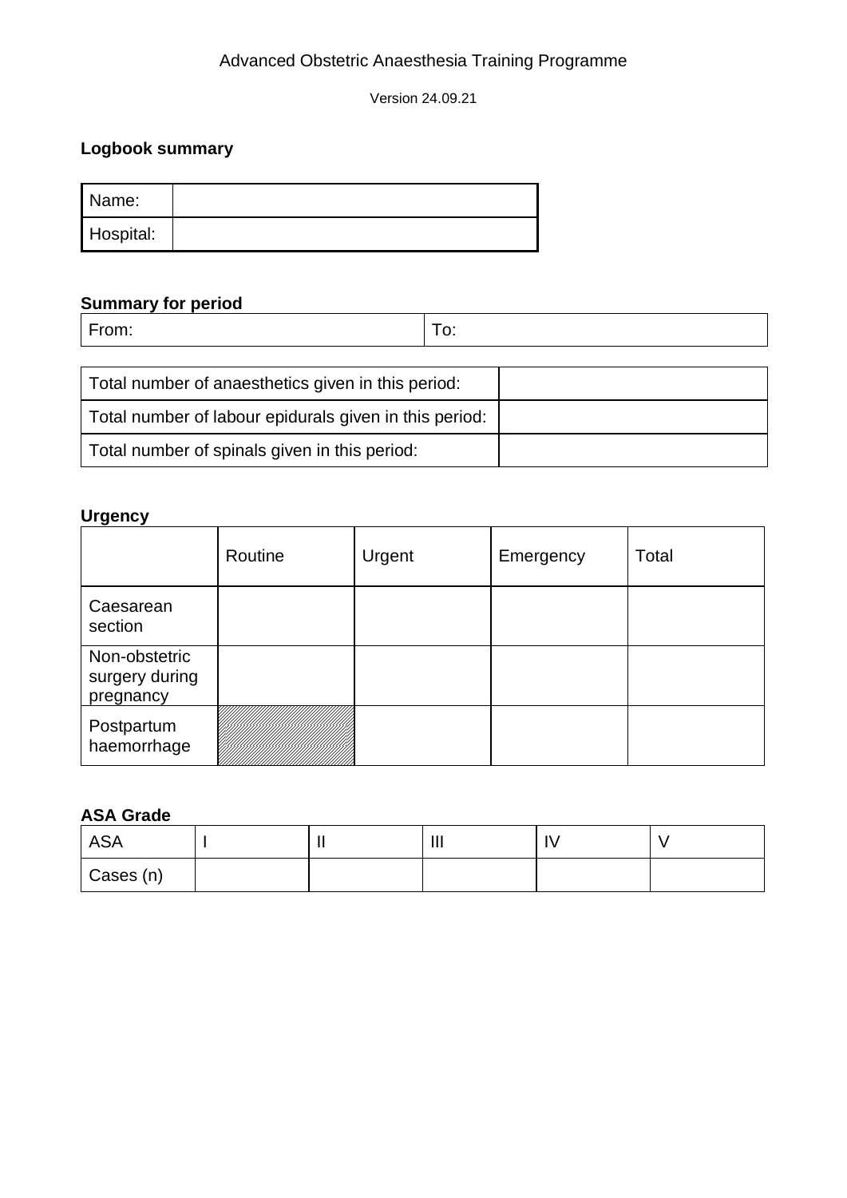Advanced Obstetric Anaesthesia Training Programme

Version 24.09.21

**Logbook summary**

| Name: | |
|---|---|
| Hospital: | |

**Summary for period**

| From: | To: |
|---|---|

| Total number of anaesthetics given in this period: | |
|---|---|
| Total number of labour epidurals given in this period: | |
| Total number of spinals given in this period: | |

**Urgency**

| | Routine | Urgent | Emergency | Total |
|---|---|---|---|---|
| Caesarean section | | | | |
| Non-obstetric surgery during pregnancy | | | | |
| Postpartum haemorrhage | | | | |

**ASA Grade**

| ASA | I | II | III | IV | V |
|---|---|---|---|---|---|
| Cases (n) | | | | | |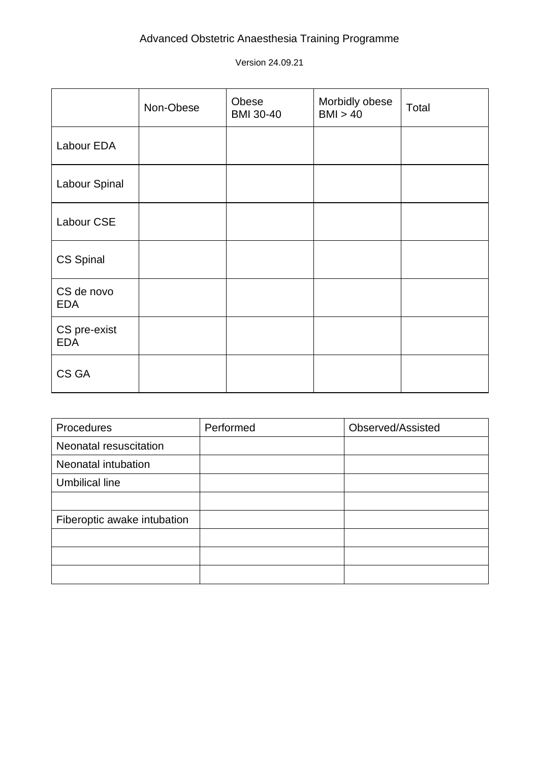Advanced Obstetric Anaesthesia Training Programme

Version 24.09.21

| | Non-Obese | Obese BMI 30-40 | Morbidly obese BMI > 40 | Total |
|---|---|---|---|---|
| Labour EDA | | | | |
| Labour Spinal | | | | |
| Labour CSE | | | | |
| CS Spinal | | | | |
| CS de novo EDA | | | | |
| CS pre-exist EDA | | | | |
| CS GA | | | | |

| Procedures | Performed | Observed/Assisted |
|---|---|---|
| Neonatal resuscitation | | |
| Neonatal intubation | | |
| Umbilical line | | |
| | | |
| Fiberoptic awake intubation | | |
| | | |
| | | |
| | | |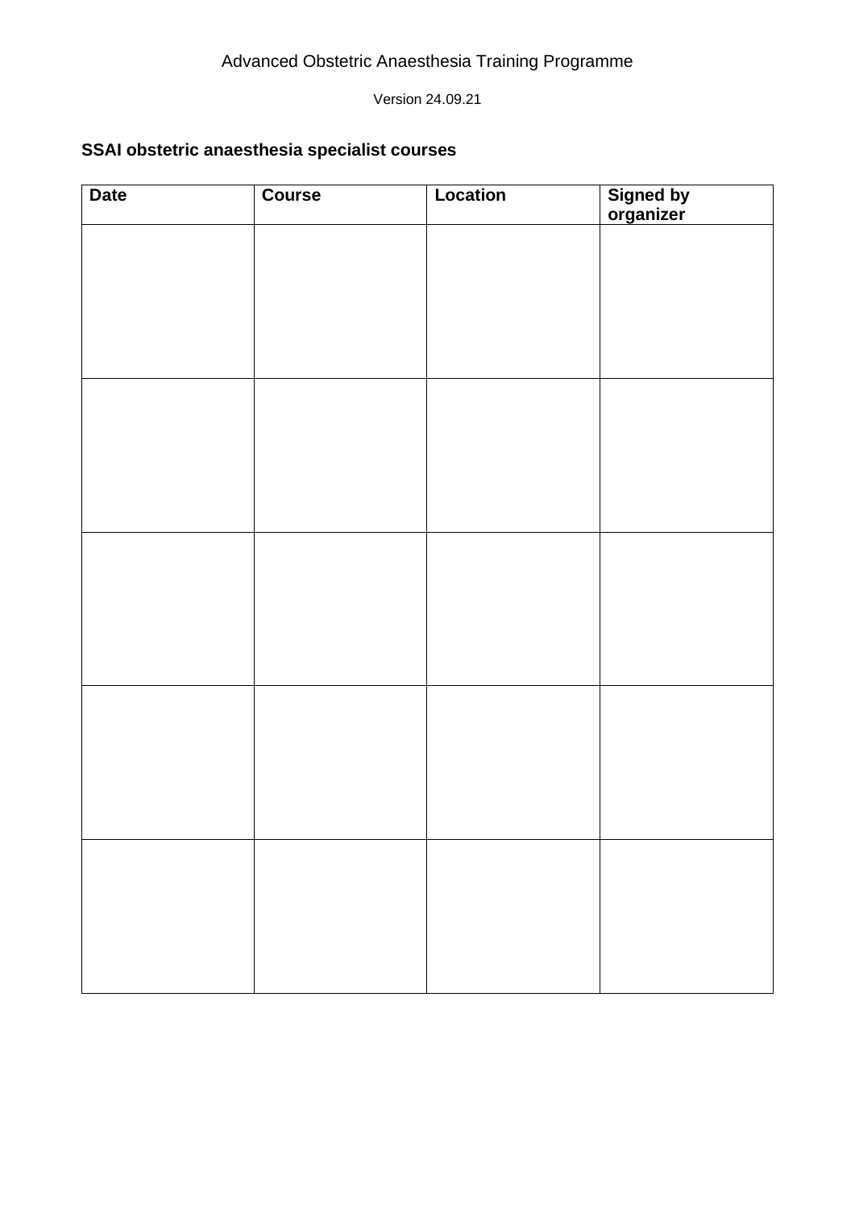### SSAI obstetric anaesthesia specialist courses

| Date | Course | Location | Signed by organizer |
|---|---|---|---|
| | | | |
| | | | |
| | | | |
| | | | |
| | | | |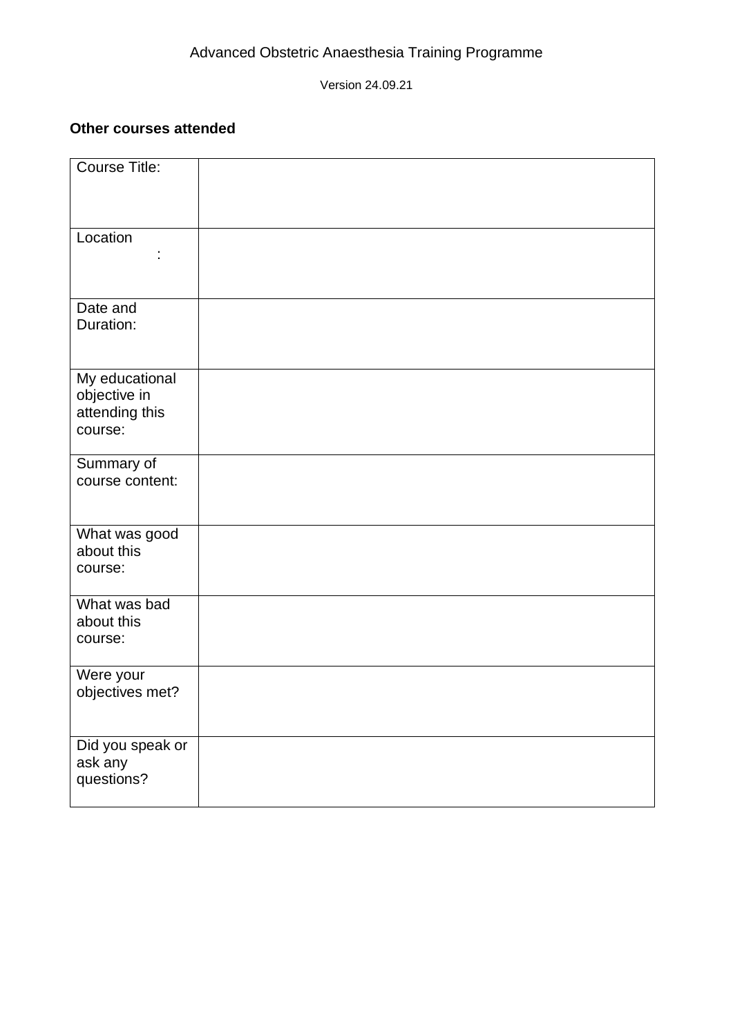**Other courses attended**

| Course Title: | |
|---|---|
| Location : | |
| Date and Duration: | |
| My educational objective in attending this course: | |
| Summary of course content: | |
| What was good about this course: | |
| What was bad about this course: | |
| Were your objectives met? | |
| Did you speak or ask any questions? | |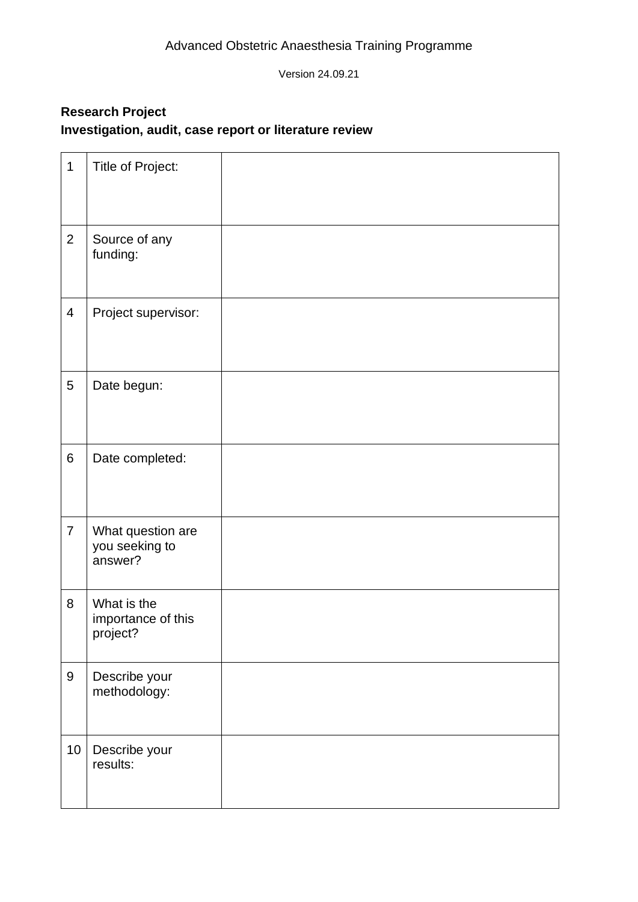Advanced Obstetric Anaesthesia Training Programme

Version 24.09.21

**Research Project**
**Investigation, audit, case report or literature review**

| | | |
|---|---|---|
| 1 | Title of Project: | |
| 2 | Source of any funding: | |
| 4 | Project supervisor: | |
| 5 | Date begun: | |
| 6 | Date completed: | |
| 7 | What question are you seeking to answer? | |
| 8 | What is the importance of this project? | |
| 9 | Describe your methodology: | |
| 10 | Describe your results: | |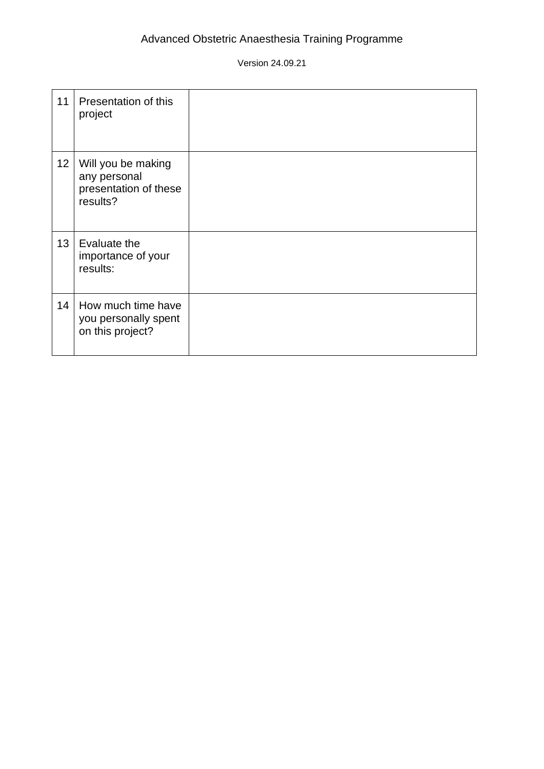| | | |
|---|---|---|
| 11 | Presentation of this project | |
| 12 | Will you be making any personal presentation of these results? | |
| 13 | Evaluate the importance of your results: | |
| 14 | How much time have you personally spent on this project? | |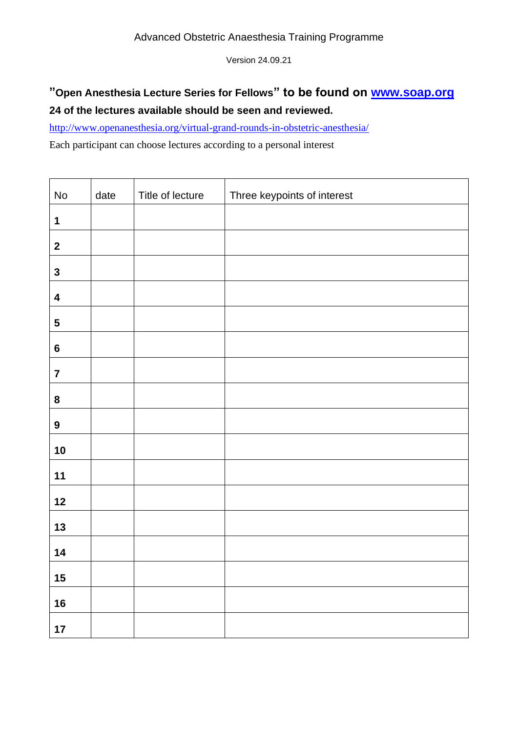Advanced Obstetric Anaesthesia Training Programme

Version 24.09.21

**"Open Anesthesia Lecture Series for Fellows" to be found on [www.soap.org](http://www.soap.org)**

**24 of the lectures available should be seen and reviewed.**

[http://www.openanesthesia.org/virtual-grand-rounds-in-obstetric-anesthesia/](http://www.openanesthesia.org/virtual-grand-rounds-in-obstetric-anesthesia/)

Each participant can choose lectures according to a personal interest

| No | date | Title of lecture | Three keypoints of interest |
|---|---|---|---|
| **1** | | | |
| **2** | | | |
| **3** | | | |
| **4** | | | |
| **5** | | | |
| **6** | | | |
| **7** | | | |
| **8** | | | |
| **9** | | | |
| **10** | | | |
| **11** | | | |
| **12** | | | |
| **13** | | | |
| **14** | | | |
| **15** | | | |
| **16** | | | |
| **17** | | | |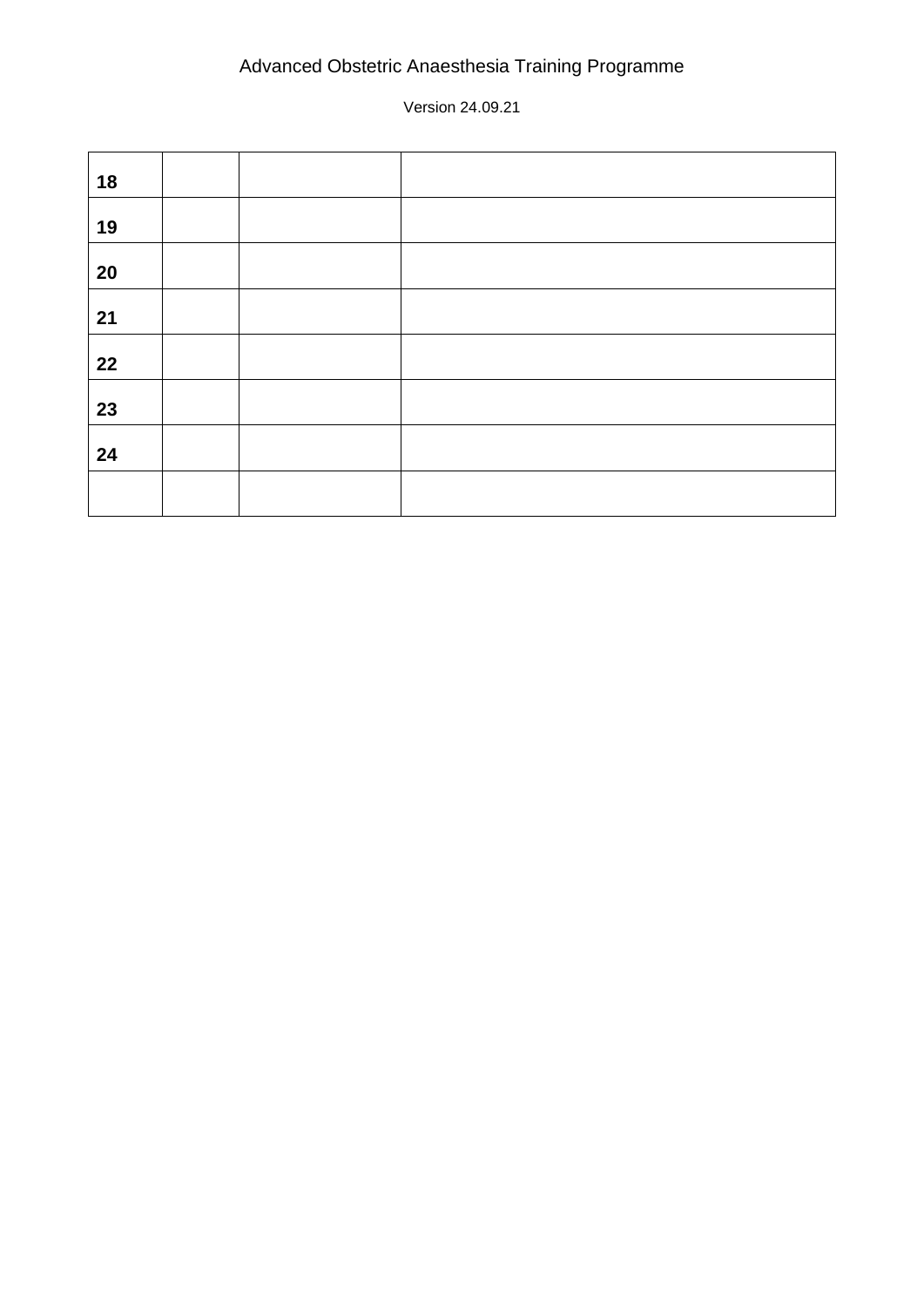| | | | |
|---|---|---|---|
| **18** | | | |
| **19** | | | |
| **20** | | | |
| **21** | | | |
| **22** | | | |
| **23** | | | |
| **24** | | | |
| | | | |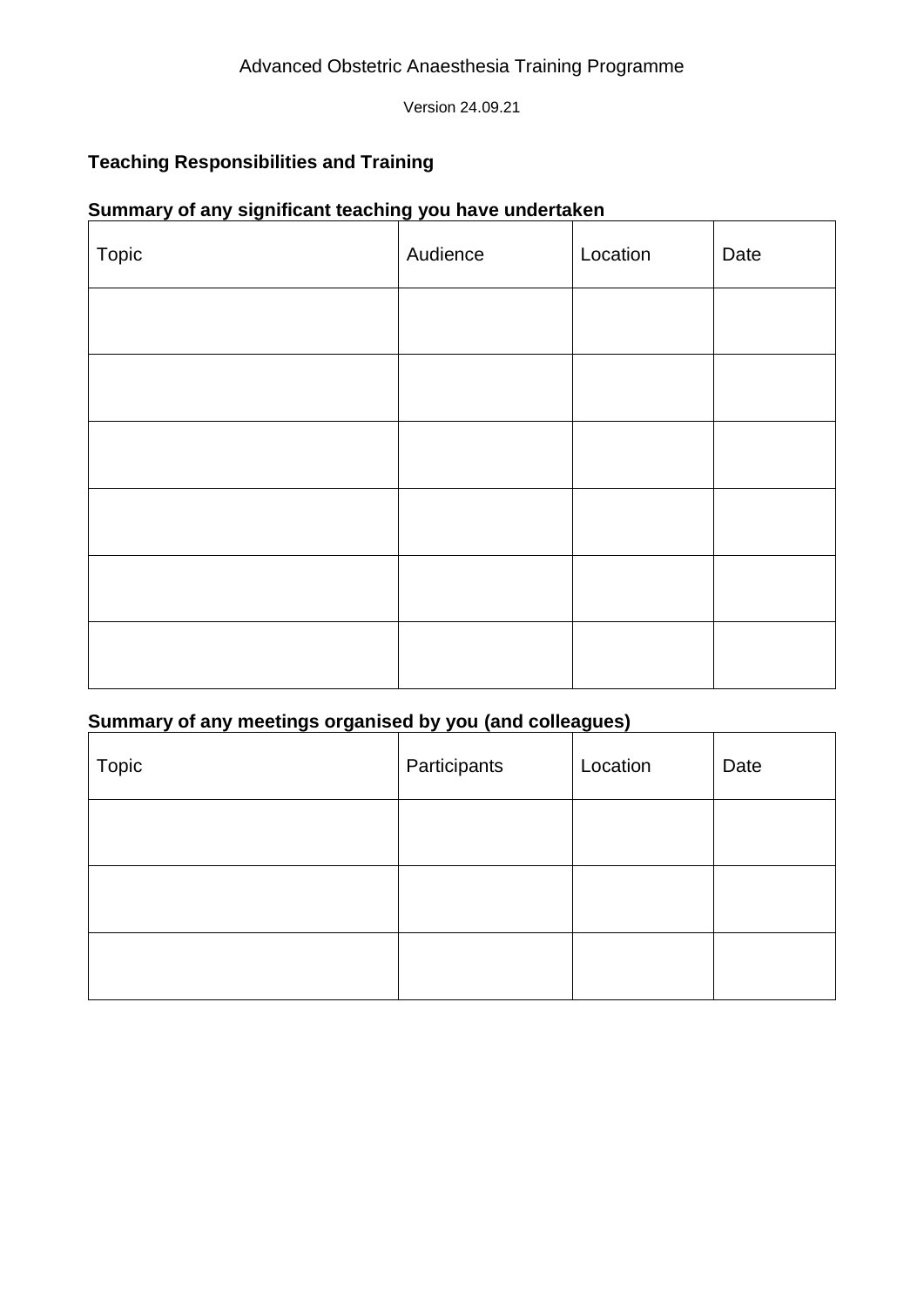## Teaching Responsibilities and Training

### Summary of any significant teaching you have undertaken

| Topic | Audience | Location | Date |
|---|---|---|---|
| | | | |
| | | | |
| | | | |
| | | | |
| | | | |
| | | | |

### Summary of any meetings organised by you (and colleagues)

| Topic | Participants | Location | Date |
|---|---|---|---|
| | | | |
| | | | |
| | | | |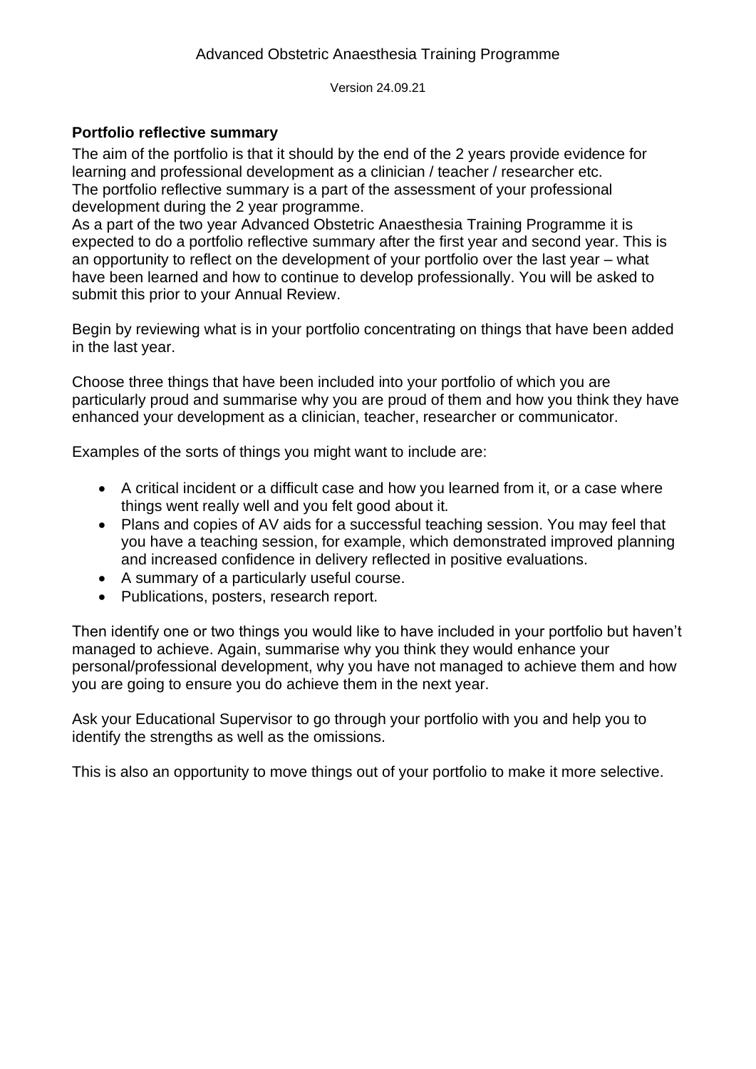## Portfolio reflective summary

The aim of the portfolio is that it should by the end of the 2 years provide evidence for learning and professional development as a clinician / teacher / researcher etc. The portfolio reflective summary is a part of the assessment of your professional development during the 2 year programme.

As a part of the two year Advanced Obstetric Anaesthesia Training Programme it is expected to do a portfolio reflective summary after the first year and second year. This is an opportunity to reflect on the development of your portfolio over the last year – what have been learned and how to continue to develop professionally. You will be asked to submit this prior to your Annual Review.

Begin by reviewing what is in your portfolio concentrating on things that have been added in the last year.

Choose three things that have been included into your portfolio of which you are particularly proud and summarise why you are proud of them and how you think they have enhanced your development as a clinician, teacher, researcher or communicator.

Examples of the sorts of things you might want to include are:

- A critical incident or a difficult case and how you learned from it, or a case where things went really well and you felt good about it.
- Plans and copies of AV aids for a successful teaching session. You may feel that you have a teaching session, for example, which demonstrated improved planning and increased confidence in delivery reflected in positive evaluations.
- A summary of a particularly useful course.
- Publications, posters, research report.

Then identify one or two things you would like to have included in your portfolio but haven't managed to achieve. Again, summarise why you think they would enhance your personal/professional development, why you have not managed to achieve them and how you are going to ensure you do achieve them in the next year.

Ask your Educational Supervisor to go through your portfolio with you and help you to identify the strengths as well as the omissions.

This is also an opportunity to move things out of your portfolio to make it more selective.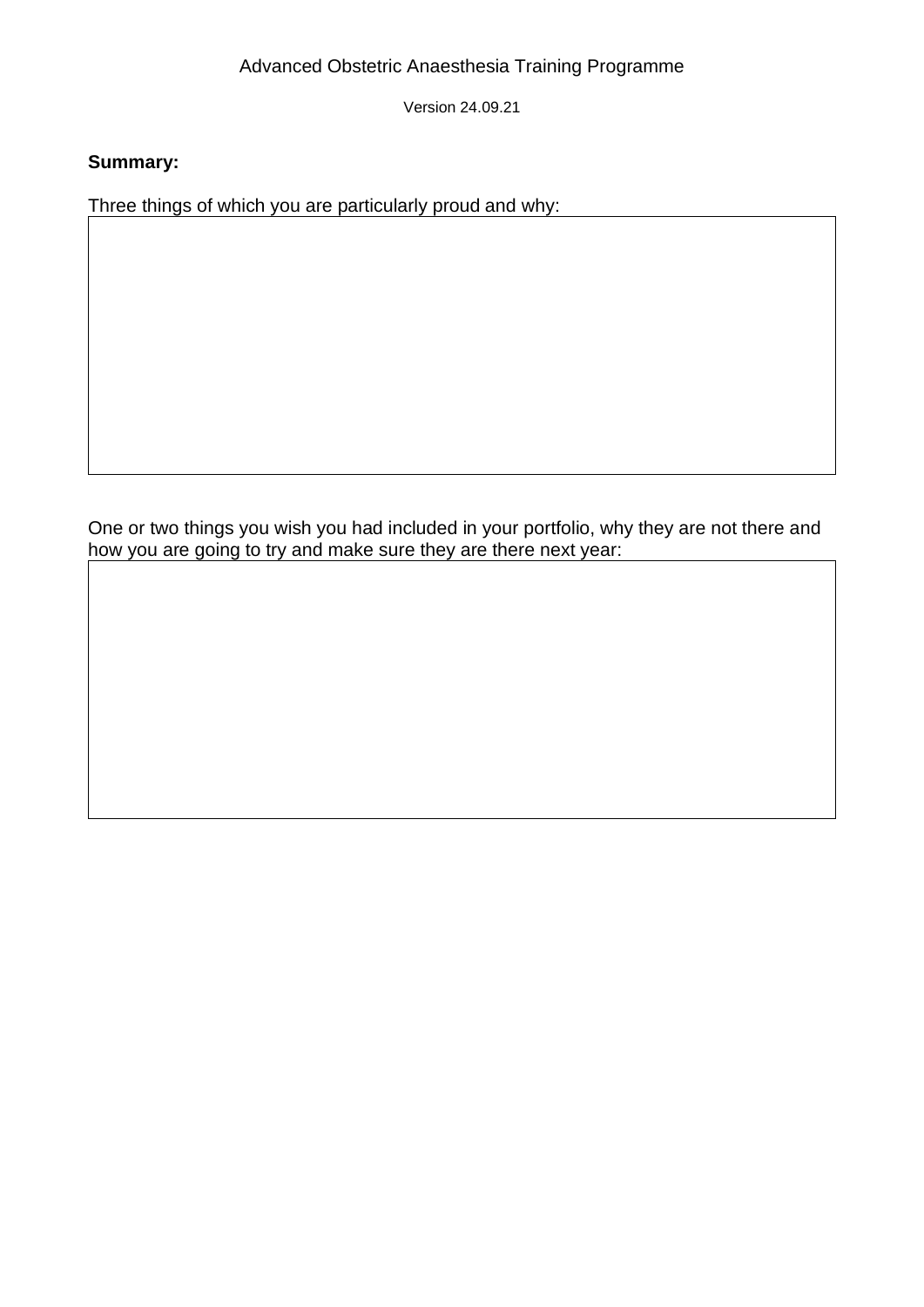**Summary:**

Three things of which you are particularly proud and why:

|   |
|---|
|   |

One or two things you wish you had included in your portfolio, why they are not there and how you are going to try and make sure they are there next year:

|   |
|---|
|   |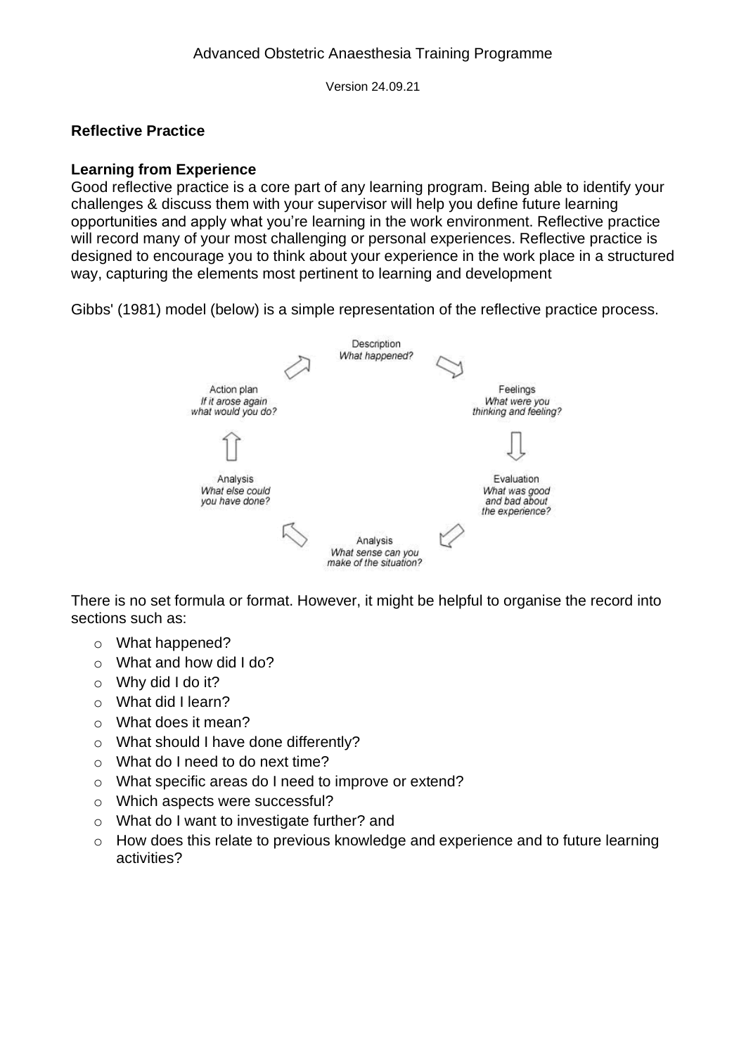## Reflective Practice

### Learning from Experience

Good reflective practice is a core part of any learning program. Being able to identify your challenges & discuss them with your supervisor will help you define future learning opportunities and apply what you're learning in the work environment. Reflective practice will record many of your most challenging or personal experiences. Reflective practice is designed to encourage you to think about your experience in the work place in a structured way, capturing the elements most pertinent to learning and development

Gibbs' (1981) model (below) is a simple representation of the reflective practice process.

Description
*What happened?*

Feelings
*What were you thinking and feeling?*

Evaluation
*What was good and bad about the experience?*

Analysis
*What sense can you make of the situation?*

Analysis
*What else could you have done?*

Action plan
*If it arose again what would you do?*

There is no set formula or format. However, it might be helpful to organise the record into sections such as:

- What happened?
- What and how did I do?
- Why did I do it?
- What did I learn?
- What does it mean?
- What should I have done differently?
- What do I need to do next time?
- What specific areas do I need to improve or extend?
- Which aspects were successful?
- What do I want to investigate further? and
- How does this relate to previous knowledge and experience and to future learning activities?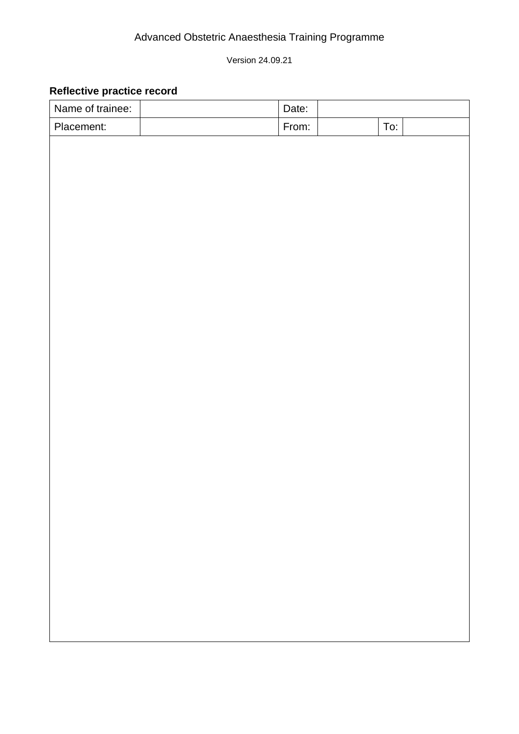Advanced Obstetric Anaesthesia Training Programme

Version 24.09.21

**Reflective practice record**

| | | | | | |
|---|---|---|---|---|---|
| Name of trainee: | | Date: | | | |
| Placement: | | From: | | To: | |